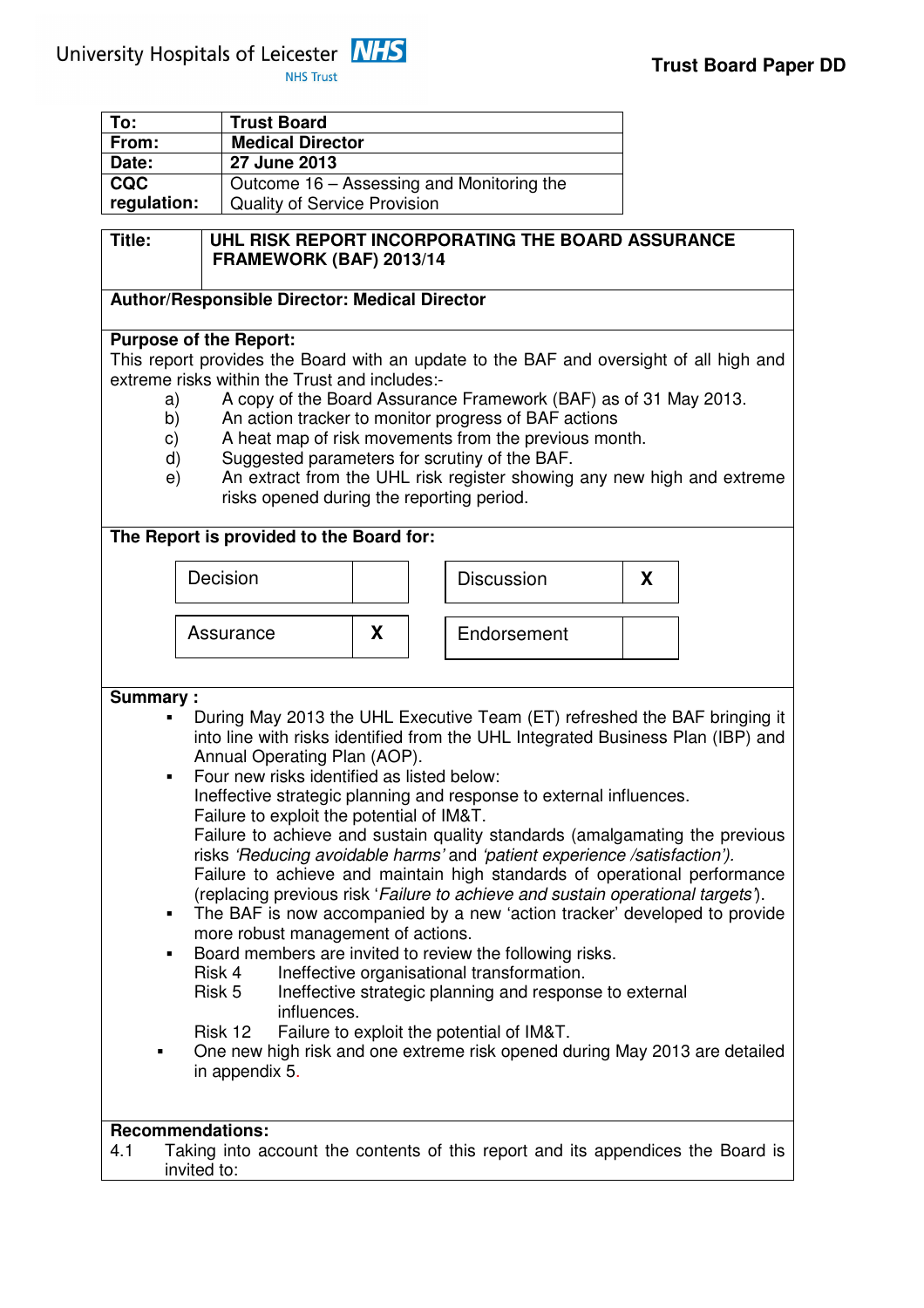University Hospitals of Leicester NHS Trust

**Trust Board Paper DD**

| **To:** | **Trust Board** |
|---|---|
| **From:** | **Medical Director** |
| **Date:** | **27 June 2013** |
| **CQC regulation:** | Outcome 16 – Assessing and Monitoring the Quality of Service Provision |

**Title:** **UHL RISK REPORT INCORPORATING THE BOARD ASSURANCE FRAMEWORK (BAF) 2013/14**

**Author/Responsible Director: Medical Director**

**Purpose of the Report:**

This report provides the Board with an update to the BAF and oversight of all high and extreme risks within the Trust and includes:-

a) A copy of the Board Assurance Framework (BAF) as of 31 May 2013.
b) An action tracker to monitor progress of BAF actions
c) A heat map of risk movements from the previous month.
d) Suggested parameters for scrutiny of the BAF.
e) An extract from the UHL risk register showing any new high and extreme risks opened during the reporting period.

**The Report is provided to the Board for:**

| Decision | | Discussion | X |
|---|---|---|---|
| Assurance | X | Endorsement | |

**Summary :**

- During May 2013 the UHL Executive Team (ET) refreshed the BAF bringing it into line with risks identified from the UHL Integrated Business Plan (IBP) and Annual Operating Plan (AOP).
- Four new risks identified as listed below:
  Ineffective strategic planning and response to external influences.
  Failure to exploit the potential of IM&T.
  Failure to achieve and sustain quality standards (amalgamating the previous risks *'Reducing avoidable harms'* and *'patient experience /satisfaction').*
  Failure to achieve and maintain high standards of operational performance (replacing previous risk '*Failure to achieve and sustain operational targets*').
- The BAF is now accompanied by a new 'action tracker' developed to provide more robust management of actions.
- Board members are invited to review the following risks.
  Risk 4 Ineffective organisational transformation.
  Risk 5 Ineffective strategic planning and response to external influences.
  Risk 12 Failure to exploit the potential of IM&T.
- One new high risk and one extreme risk opened during May 2013 are detailed in appendix 5.

**Recommendations:**

4.1 Taking into account the contents of this report and its appendices the Board is invited to: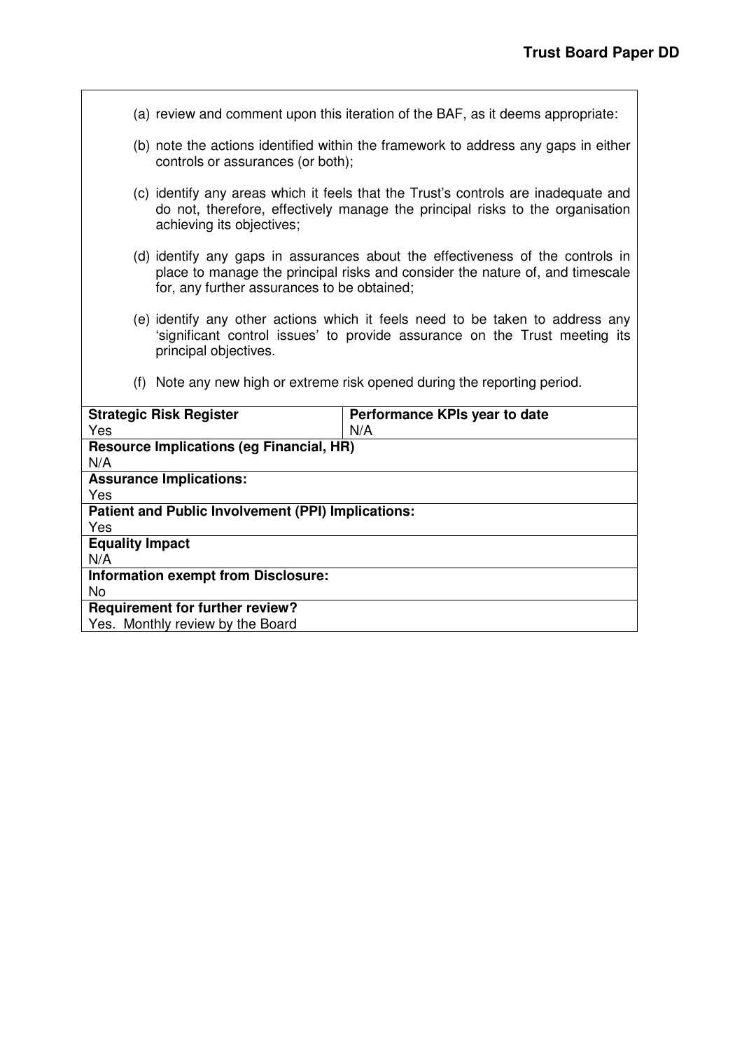(a) review and comment upon this iteration of the BAF, as it deems appropriate:

(b) note the actions identified within the framework to address any gaps in either controls or assurances (or both);

(c) identify any areas which it feels that the Trust's controls are inadequate and do not, therefore, effectively manage the principal risks to the organisation achieving its objectives;

(d) identify any gaps in assurances about the effectiveness of the controls in place to manage the principal risks and consider the nature of, and timescale for, any further assurances to be obtained;

(e) identify any other actions which it feels need to be taken to address any 'significant control issues' to provide assurance on the Trust meeting its principal objectives.

(f) Note any new high or extreme risk opened during the reporting period.

| **Strategic Risk Register**<br>Yes | **Performance KPIs year to date**<br>N/A |
|---|---|
| **Resource Implications (eg Financial, HR)**<br>N/A | |
| **Assurance Implications:**<br>Yes | |
| **Patient and Public Involvement (PPI) Implications:**<br>Yes | |
| **Equality Impact**<br>N/A | |
| **Information exempt from Disclosure:**<br>No | |
| **Requirement for further review?**<br>Yes. Monthly review by the Board | |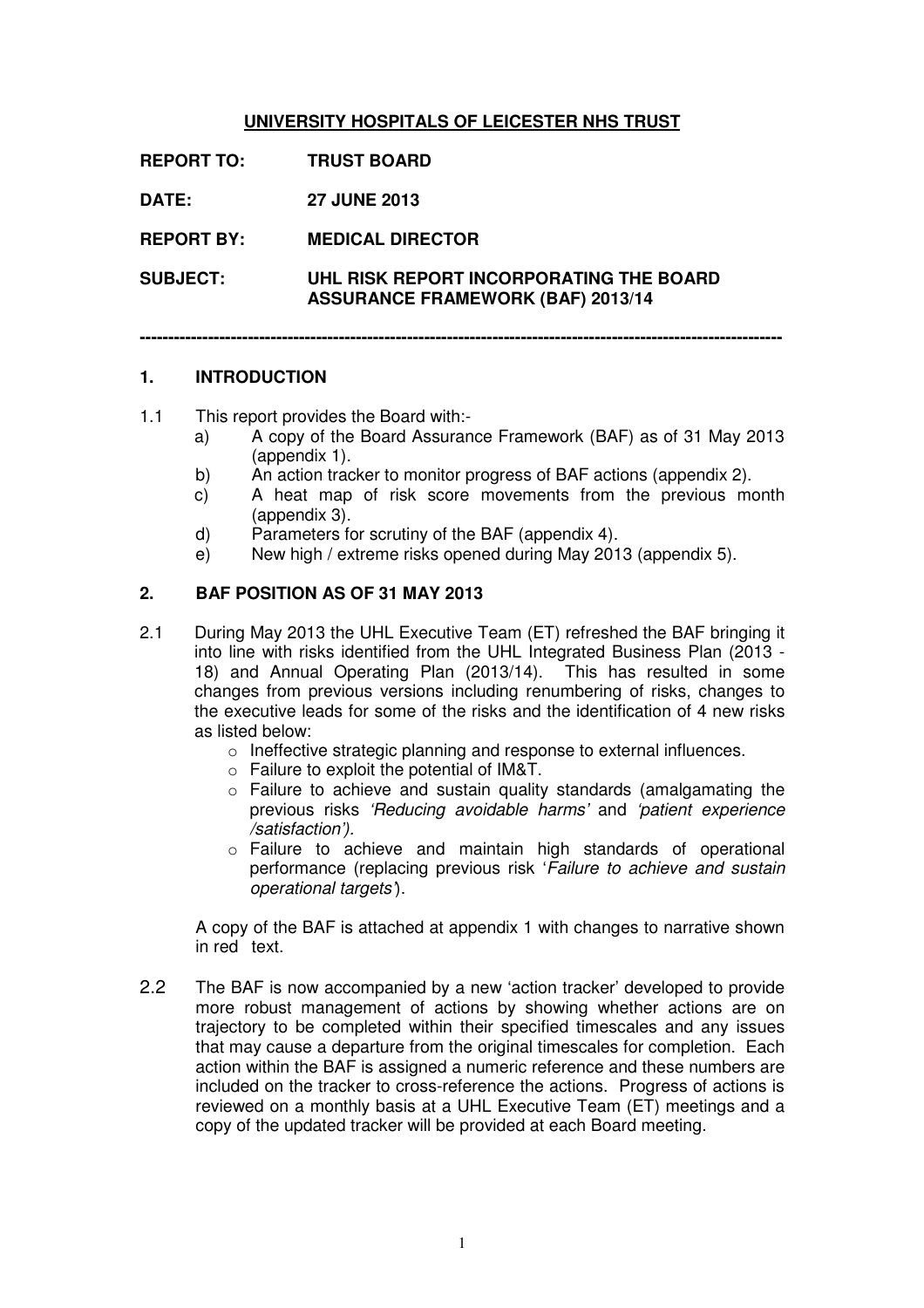**UNIVERSITY HOSPITALS OF LEICESTER NHS TRUST**

**REPORT TO:** **TRUST BOARD**

**DATE:** **27 JUNE 2013**

**REPORT BY:** **MEDICAL DIRECTOR**

**SUBJECT:** **UHL RISK REPORT INCORPORATING THE BOARD ASSURANCE FRAMEWORK (BAF) 2013/14**

---

## 1. INTRODUCTION

1.1 This report provides the Board with:-

a) A copy of the Board Assurance Framework (BAF) as of 31 May 2013 (appendix 1).

b) An action tracker to monitor progress of BAF actions (appendix 2).

c) A heat map of risk score movements from the previous month (appendix 3).

d) Parameters for scrutiny of the BAF (appendix 4).

e) New high / extreme risks opened during May 2013 (appendix 5).

## 2. BAF POSITION AS OF 31 MAY 2013

2.1 During May 2013 the UHL Executive Team (ET) refreshed the BAF bringing it into line with risks identified from the UHL Integrated Business Plan (2013 - 18) and Annual Operating Plan (2013/14). This has resulted in some changes from previous versions including renumbering of risks, changes to the executive leads for some of the risks and the identification of 4 new risks as listed below:

- Ineffective strategic planning and response to external influences.
- Failure to exploit the potential of IM&T.
- Failure to achieve and sustain quality standards (amalgamating the previous risks *'Reducing avoidable harms'* and *'patient experience /satisfaction')*.
- Failure to achieve and maintain high standards of operational performance (replacing previous risk '*Failure to achieve and sustain operational targets*').

A copy of the BAF is attached at appendix 1 with changes to narrative shown in red text.

2.2 The BAF is now accompanied by a new 'action tracker' developed to provide more robust management of actions by showing whether actions are on trajectory to be completed within their specified timescales and any issues that may cause a departure from the original timescales for completion. Each action within the BAF is assigned a numeric reference and these numbers are included on the tracker to cross-reference the actions. Progress of actions is reviewed on a monthly basis at a UHL Executive Team (ET) meetings and a copy of the updated tracker will be provided at each Board meeting.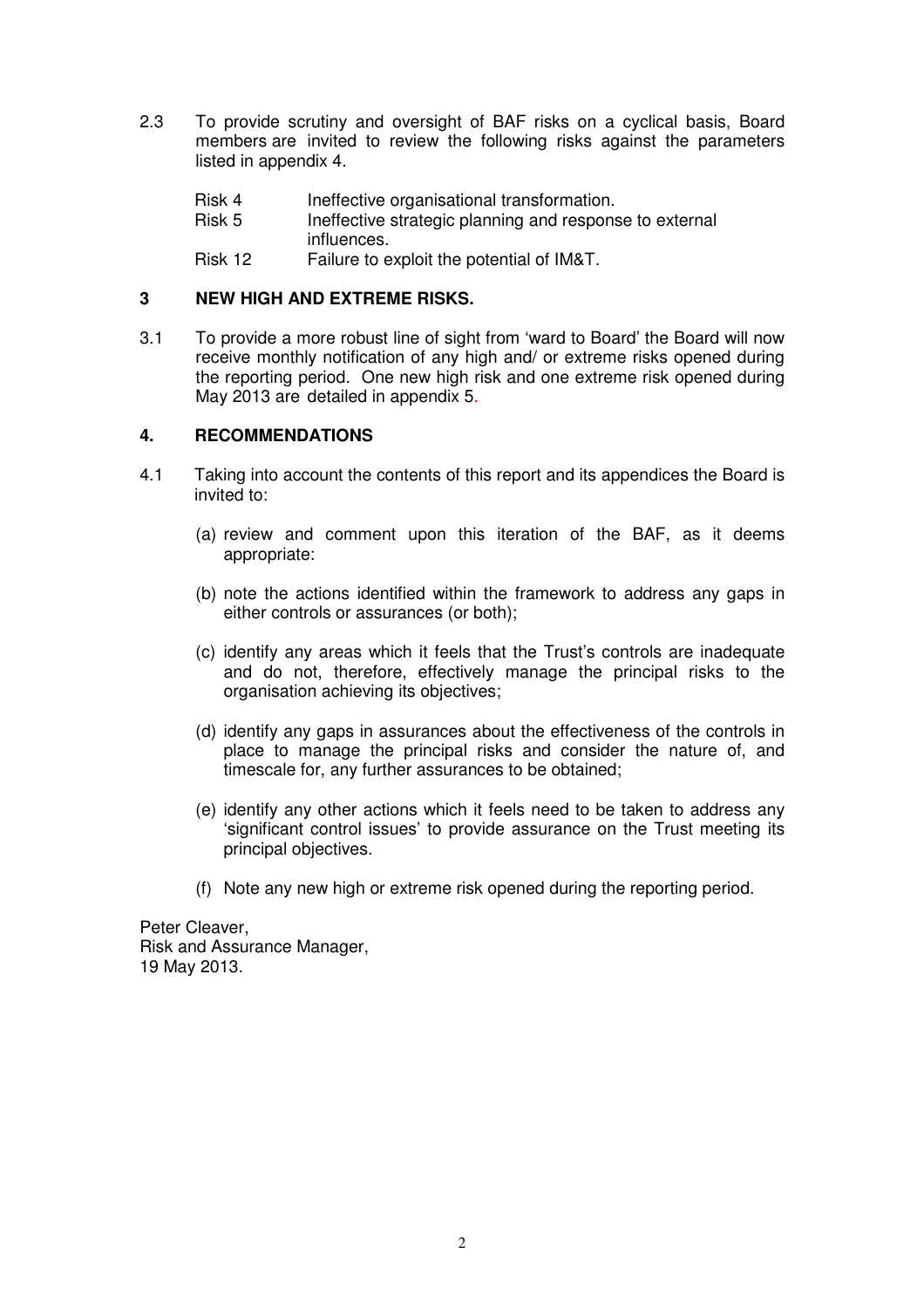2.3 To provide scrutiny and oversight of BAF risks on a cyclical basis, Board members are invited to review the following risks against the parameters listed in appendix 4.

| | |
|---|---|
| Risk 4 | Ineffective organisational transformation. |
| Risk 5 | Ineffective strategic planning and response to external influences. |
| Risk 12 | Failure to exploit the potential of IM&T. |

## 3 NEW HIGH AND EXTREME RISKS.

3.1 To provide a more robust line of sight from 'ward to Board' the Board will now receive monthly notification of any high and/ or extreme risks opened during the reporting period. One new high risk and one extreme risk opened during May 2013 are detailed in appendix 5.

## 4. RECOMMENDATIONS

4.1 Taking into account the contents of this report and its appendices the Board is invited to:

(a) review and comment upon this iteration of the BAF, as it deems appropriate:

(b) note the actions identified within the framework to address any gaps in either controls or assurances (or both);

(c) identify any areas which it feels that the Trust's controls are inadequate and do not, therefore, effectively manage the principal risks to the organisation achieving its objectives;

(d) identify any gaps in assurances about the effectiveness of the controls in place to manage the principal risks and consider the nature of, and timescale for, any further assurances to be obtained;

(e) identify any other actions which it feels need to be taken to address any 'significant control issues' to provide assurance on the Trust meeting its principal objectives.

(f) Note any new high or extreme risk opened during the reporting period.

Peter Cleaver,
Risk and Assurance Manager,
19 May 2013.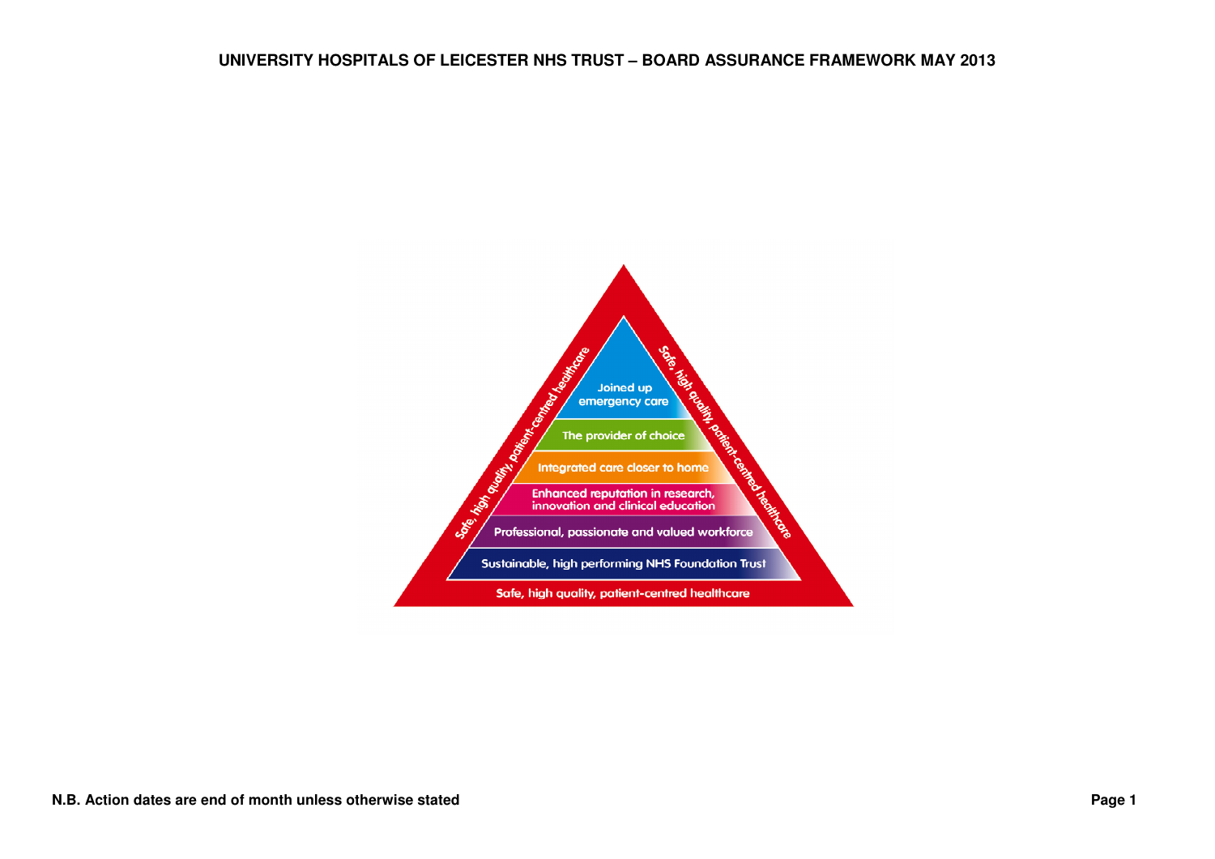# UNIVERSITY HOSPITALS OF LEICESTER NHS TRUST – BOARD ASSURANCE FRAMEWORK MAY 2013

Joined up emergency care

The provider of choice

Integrated care closer to home

Enhanced reputation in research, innovation and clinical education

Professional, passionate and valued workforce

Sustainable, high performing NHS Foundation Trust

Safe, high quality, patient-centred healthcare

**N.B. Action dates are end of month unless otherwise stated**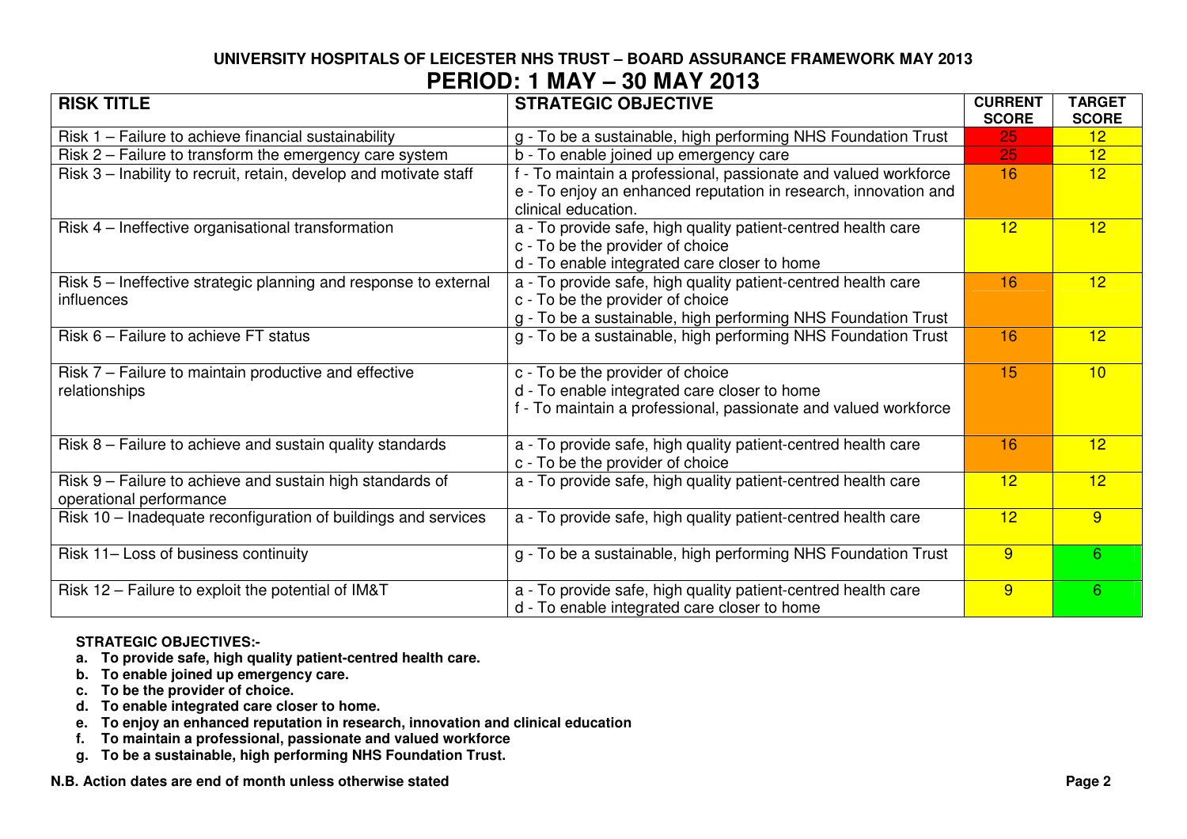# UNIVERSITY HOSPITALS OF LEICESTER NHS TRUST – BOARD ASSURANCE FRAMEWORK MAY 2013

## PERIOD: 1 MAY – 30 MAY 2013

| RISK TITLE | STRATEGIC OBJECTIVE | CURRENT SCORE | TARGET SCORE |
|---|---|---|---|
| Risk 1 – Failure to achieve financial sustainability | g - To be a sustainable, high performing NHS Foundation Trust | 25 | 12 |
| Risk 2 – Failure to transform the emergency care system | b - To enable joined up emergency care | 25 | 12 |
| Risk 3 – Inability to recruit, retain, develop and motivate staff | f - To maintain a professional, passionate and valued workforce<br>e - To enjoy an enhanced reputation in research, innovation and clinical education. | 16 | 12 |
| Risk 4 – Ineffective organisational transformation | a - To provide safe, high quality patient-centred health care<br>c - To be the provider of choice<br>d - To enable integrated care closer to home | 12 | 12 |
| Risk 5 – Ineffective strategic planning and response to external influences | a - To provide safe, high quality patient-centred health care<br>c - To be the provider of choice<br>g - To be a sustainable, high performing NHS Foundation Trust | 16 | 12 |
| Risk 6 – Failure to achieve FT status | g - To be a sustainable, high performing NHS Foundation Trust | 16 | 12 |
| Risk 7 – Failure to maintain productive and effective relationships | c - To be the provider of choice<br>d - To enable integrated care closer to home<br>f - To maintain a professional, passionate and valued workforce | 15 | 10 |
| Risk 8 – Failure to achieve and sustain quality standards | a - To provide safe, high quality patient-centred health care<br>c - To be the provider of choice | 16 | 12 |
| Risk 9 – Failure to achieve and sustain high standards of operational performance | a - To provide safe, high quality patient-centred health care | 12 | 12 |
| Risk 10 – Inadequate reconfiguration of buildings and services | a - To provide safe, high quality patient-centred health care | 12 | 9 |
| Risk 11– Loss of business continuity | g - To be a sustainable, high performing NHS Foundation Trust | 9 | 6 |
| Risk 12 – Failure to exploit the potential of IM&T | a - To provide safe, high quality patient-centred health care<br>d - To enable integrated care closer to home | 9 | 6 |

**STRATEGIC OBJECTIVES:-**

- **a. To provide safe, high quality patient-centred health care.**
- **b. To enable joined up emergency care.**
- **c. To be the provider of choice.**
- **d. To enable integrated care closer to home.**
- **e. To enjoy an enhanced reputation in research, innovation and clinical education**
- **f. To maintain a professional, passionate and valued workforce**
- **g. To be a sustainable, high performing NHS Foundation Trust.**

**N.B. Action dates are end of month unless otherwise stated**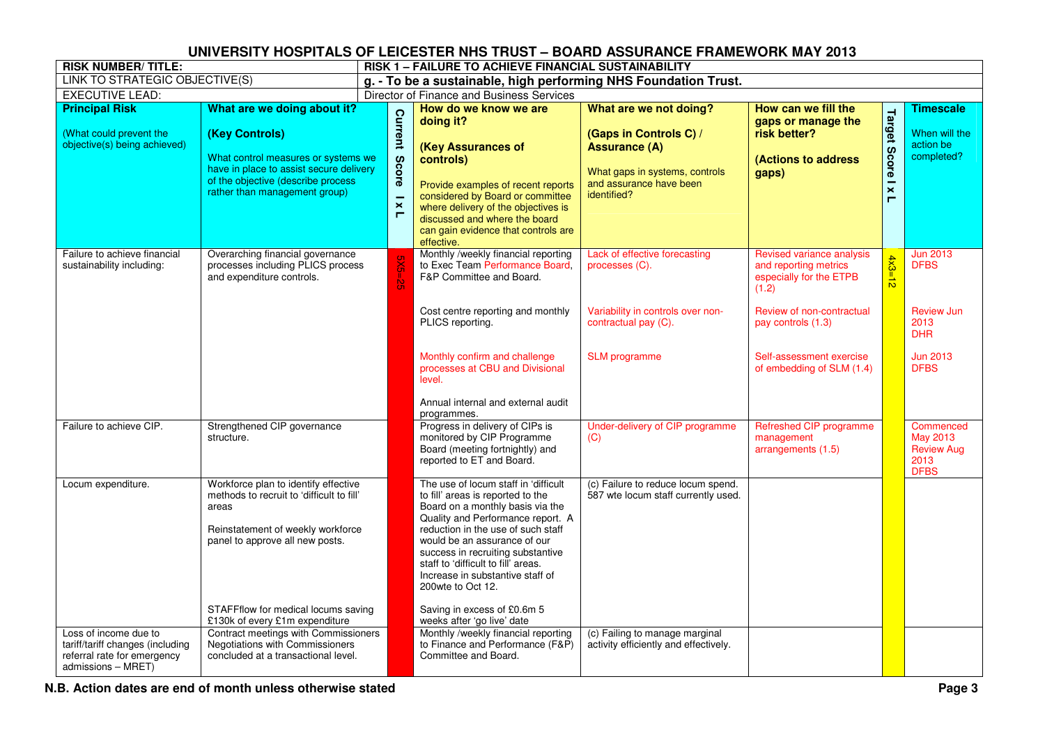# UNIVERSITY HOSPITALS OF LEICESTER NHS TRUST – BOARD ASSURANCE FRAMEWORK MAY 2013

| RISK NUMBER/ TITLE: | RISK 1 – FAILURE TO ACHIEVE FINANCIAL SUSTAINABILITY |
|---|---|
| LINK TO STRATEGIC OBJECTIVE(S) | **g. - To be a sustainable, high performing NHS Foundation Trust.** |
| EXECUTIVE LEAD: | Director of Finance and Business Services |

| **Principal Risk** (What could prevent the objective(s) being achieved) | **What are we doing about it? (Key Controls)** What control measures or systems we have in place to assist secure delivery of the objective (describe process rather than management group) | **Current Score I x L** | **How do we know we are doing it? (Key Assurances of controls)** Provide examples of recent reports considered by Board or committee where delivery of the objectives is discussed and where the board can gain evidence that controls are effective. | **What are we not doing? (Gaps in Controls C) / Assurance (A)** What gaps in systems, controls and assurance have been identified? | **How can we fill the gaps or manage the risk better? (Actions to address gaps)** | **Target Score I x L** | **Timescale** When will the action be completed? |
|---|---|---|---|---|---|---|---|
| Failure to achieve financial sustainability including: | Overarching financial governance processes including PLICS process and expenditure controls. | 5X5=25 | Monthly /weekly financial reporting to Exec Team Performance Board, F&P Committee and Board. | Lack of effective forecasting processes (C). | Revised variance analysis and reporting metrics especially for the ETPB (1.2) | 4x3=12 | Jun 2013 DFBS |
| | | | Cost centre reporting and monthly PLICS reporting. | Variability in controls over non-contractual pay (C). | Review of non-contractual pay controls (1.3) | | Review Jun 2013 DHR |
| | | | Monthly confirm and challenge processes at CBU and Divisional level. | SLM programme | Self-assessment exercise of embedding of SLM (1.4) | | Jun 2013 DFBS |
| | | | Annual internal and external audit programmes. | | | | |
| Failure to achieve CIP. | Strengthened CIP governance structure. | | Progress in delivery of CIPs is monitored by CIP Programme Board (meeting fortnightly) and reported to ET and Board. | Under-delivery of CIP programme (C) | Refreshed CIP programme management arrangements (1.5) | | Commenced May 2013 Review Aug 2013 DFBS |
| Locum expenditure. | Workforce plan to identify effective methods to recruit to 'difficult to fill' areas<br><br>Reinstatement of weekly workforce panel to approve all new posts. | | The use of locum staff in 'difficult to fill' areas is reported to the Board on a monthly basis via the Quality and Performance report. A reduction in the use of such staff would be an assurance of our success in recruiting substantive staff to 'difficult to fill' areas. Increase in substantive staff of 200wte to Oct 12. | (c) Failure to reduce locum spend. 587 wte locum staff currently used. | | | |
| | STAFFflow for medical locums saving £130k of every £1m expenditure | | Saving in excess of £0.6m 5 weeks after 'go live' date | | | | |
| Loss of income due to tariff/tariff changes (including referral rate for emergency admissions – MRET) | Contract meetings with Commissioners Negotiations with Commissioners concluded at a transactional level. | | Monthly /weekly financial reporting to Finance and Performance (F&P) Committee and Board. | (c) Failing to manage marginal activity efficiently and effectively. | | | |

**N.B. Action dates are end of month unless otherwise stated**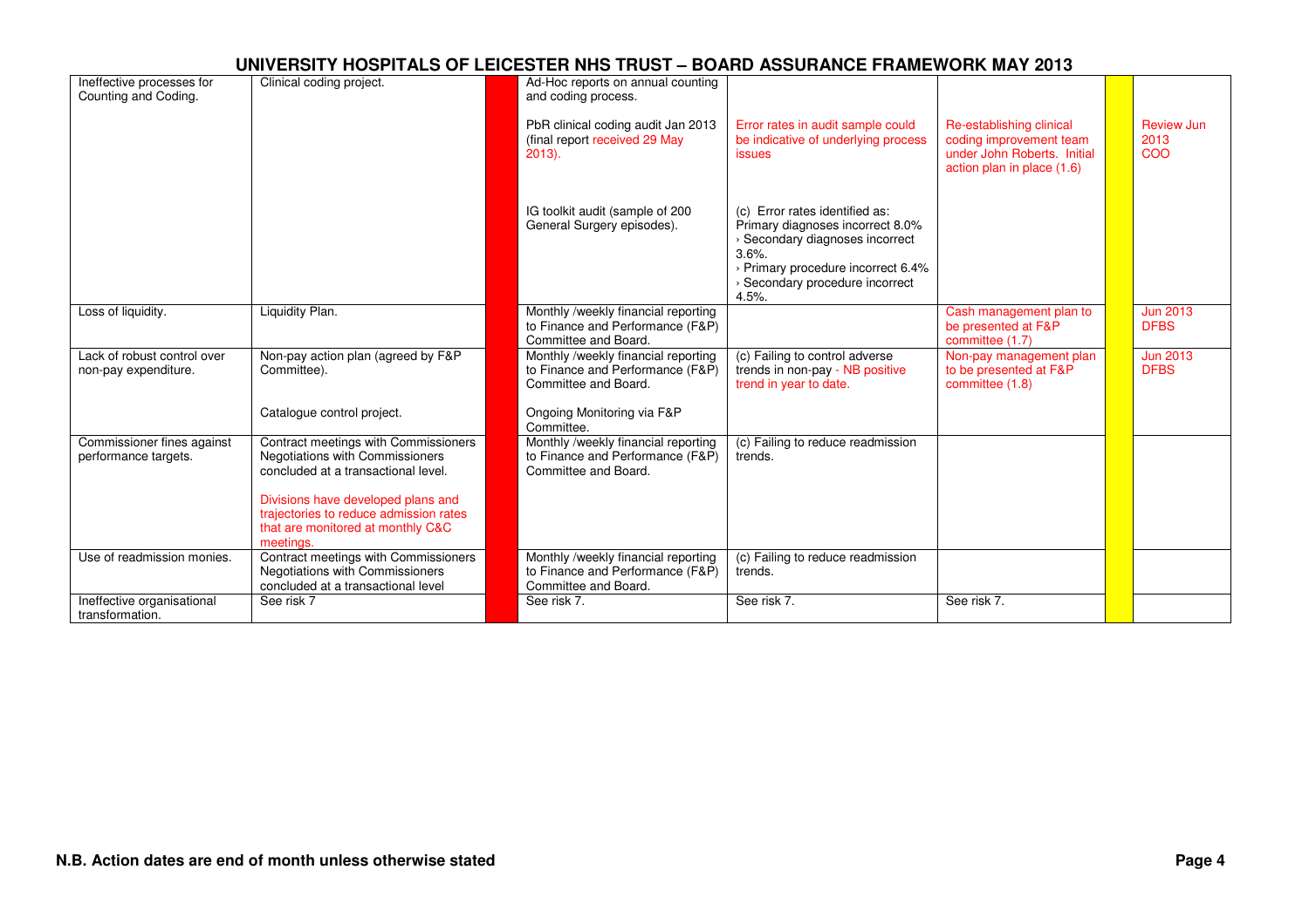# UNIVERSITY HOSPITALS OF LEICESTER NHS TRUST – BOARD ASSURANCE FRAMEWORK MAY 2013

| | | | | | | | |
|---|---|---|---|---|---|---|---|
| Ineffective processes for Counting and Coding. | Clinical coding project. | | Ad-Hoc reports on annual counting and coding process.<br><br>PbR clinical coding audit Jan 2013 (final report received 29 May 2013).<br><br>IG toolkit audit (sample of 200 General Surgery episodes). | Error rates in audit sample could be indicative of underlying process issues<br><br>(c) Error rates identified as: Primary diagnoses incorrect 8.0%<br>› Secondary diagnoses incorrect 3.6%.<br>› Primary procedure incorrect 6.4%<br>› Secondary procedure incorrect 4.5%. | Re-establishing clinical coding improvement team under John Roberts. Initial action plan in place (1.6) | | Review Jun 2013 COO |
| Loss of liquidity. | Liquidity Plan. | | Monthly /weekly financial reporting to Finance and Performance (F&P) Committee and Board. | | Cash management plan to be presented at F&P committee (1.7) | | Jun 2013 DFBS |
| Lack of robust control over non-pay expenditure. | Non-pay action plan (agreed by F&P Committee).<br><br>Catalogue control project. | | Monthly /weekly financial reporting to Finance and Performance (F&P) Committee and Board.<br><br>Ongoing Monitoring via F&P Committee. | (c) Failing to control adverse trends in non-pay - NB positive trend in year to date. | Non-pay management plan to be presented at F&P committee (1.8) | | Jun 2013 DFBS |
| Commissioner fines against performance targets. | Contract meetings with Commissioners Negotiations with Commissioners concluded at a transactional level.<br><br>Divisions have developed plans and trajectories to reduce admission rates that are monitored at monthly C&C meetings. | | Monthly /weekly financial reporting to Finance and Performance (F&P) Committee and Board. | (c) Failing to reduce readmission trends. | | | |
| Use of readmission monies. | Contract meetings with Commissioners Negotiations with Commissioners concluded at a transactional level | | Monthly /weekly financial reporting to Finance and Performance (F&P) Committee and Board. | (c) Failing to reduce readmission trends. | | | |
| Ineffective organisational transformation. | See risk 7 | | See risk 7. | See risk 7. | See risk 7. | | |

**N.B. Action dates are end of month unless otherwise stated**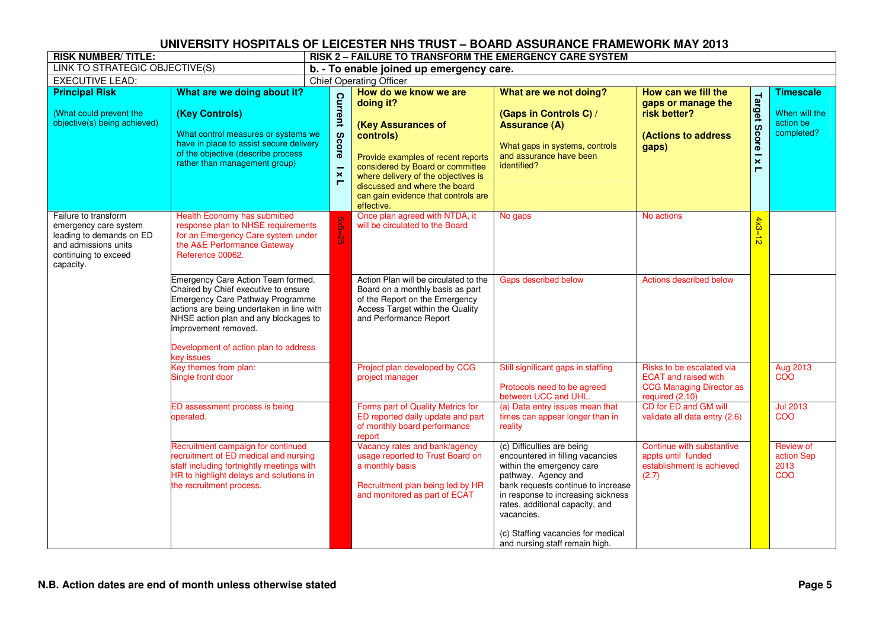## UNIVERSITY HOSPITALS OF LEICESTER NHS TRUST – BOARD ASSURANCE FRAMEWORK MAY 2013

| RISK NUMBER/ TITLE: | RISK 2 – FAILURE TO TRANSFORM THE EMERGENCY CARE SYSTEM | | | | | | |
|---|---|---|---|---|---|---|---|
| LINK TO STRATEGIC OBJECTIVE(S) | b. - To enable joined up emergency care. | | | | | | |
| EXECUTIVE LEAD: | Chief Operating Officer | | | | | | |
| **Principal Risk** (What could prevent the objective(s) being achieved) | **What are we doing about it? (Key Controls)** What control measures or systems we have in place to assist secure delivery of the objective (describe process rather than management group) | **Current Score I x L** | **How do we know we are doing it? (Key Assurances of controls)** Provide examples of recent reports considered by Board or committee where delivery of the objectives is discussed and where the board can gain evidence that controls are effective. | **What are we not doing? (Gaps in Controls C) / Assurance (A)** What gaps in systems, controls and assurance have been identified? | **How can we fill the gaps or manage the risk better? (Actions to address gaps)** | **Target Score I x L** | **Timescale** When will the action be completed? |
| Failure to transform emergency care system leading to demands on ED and admissions units continuing to exceed capacity. | Health Economy has submitted response plan to NHSE requirements for an Emergency Care system under the A&E Performance Gateway Reference 00062. | 5x5=25 | Once plan agreed with NTDA, it will be circulated to the Board | No gaps | No actions | 4x3=12 | |
| | Emergency Care Action Team formed. Chaired by Chief executive to ensure Emergency Care Pathway Programme actions are being undertaken in line with NHSE action plan and any blockages to improvement removed.<br><br>Development of action plan to address key issues | | Action Plan will be circulated to the Board on a monthly basis as part of the Report on the Emergency Access Target within the Quality and Performance Report | Gaps described below | Actions described below | | |
| | Key themes from plan:<br>Single front door | | Project plan developed by CCG project manager | Still significant gaps in staffing<br><br>Protocols need to be agreed between UCC and UHL. | Risks to be escalated via ECAT and raised with CCG Managing Director as required (2.10) | | Aug 2013 COO |
| | ED assessment process is being operated. | | Forms part of Quality Metrics for ED reported daily update and part of monthly board performance report | (a) Data entry issues mean that times can appear longer than in reality | CD for ED and GM will validate all data entry (2.6) | | Jul 2013 COO |
| | Recruitment campaign for continued recruitment of ED medical and nursing staff including fortnightly meetings with HR to highlight delays and solutions in the recruitment process. | | Vacancy rates and bank/agency usage reported to Trust Board on a monthly basis<br><br>Recruitment plan being led by HR and monitored as part of ECAT | (c) Difficulties are being encountered in filling vacancies within the emergency care pathway. Agency and bank requests continue to increase in response to increasing sickness rates, additional capacity, and vacancies.<br><br>(c) Staffing vacancies for medical and nursing staff remain high. | Continue with substantive appts until funded establishment is achieved (2.7) | | Review of action Sep 2013 COO |

**N.B. Action dates are end of month unless otherwise stated**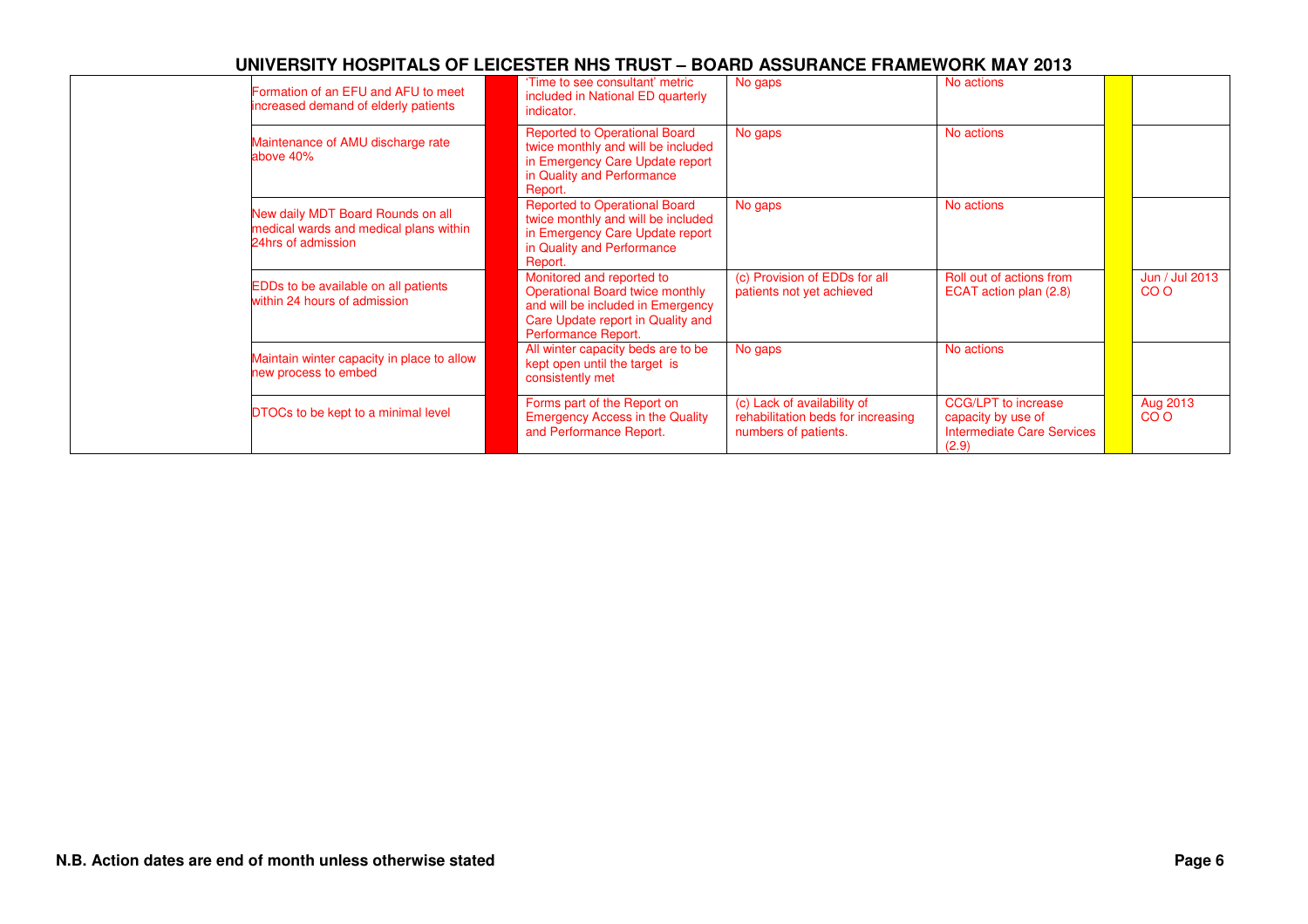# UNIVERSITY HOSPITALS OF LEICESTER NHS TRUST – BOARD ASSURANCE FRAMEWORK MAY 2013

| | | | | | | | |
|---|---|---|---|---|---|---|---|
| | Formation of an EFU and AFU to meet increased demand of elderly patients | | 'Time to see consultant' metric included in National ED quarterly indicator. | No gaps | No actions | | |
| | Maintenance of AMU discharge rate above 40% | | Reported to Operational Board twice monthly and will be included in Emergency Care Update report in Quality and Performance Report. | No gaps | No actions | | |
| | New daily MDT Board Rounds on all medical wards and medical plans within 24hrs of admission | | Reported to Operational Board twice monthly and will be included in Emergency Care Update report in Quality and Performance Report. | No gaps | No actions | | |
| | EDDs to be available on all patients within 24 hours of admission | | Monitored and reported to Operational Board twice monthly and will be included in Emergency Care Update report in Quality and Performance Report. | (c) Provision of EDDs for all patients not yet achieved | Roll out of actions from ECAT action plan (2.8) | | Jun / Jul 2013 CO O |
| | Maintain winter capacity in place to allow new process to embed | | All winter capacity beds are to be kept open until the target is consistently met | No gaps | No actions | | |
| | DTOCs to be kept to a minimal level | | Forms part of the Report on Emergency Access in the Quality and Performance Report. | (c) Lack of availability of rehabilitation beds for increasing numbers of patients. | CCG/LPT to increase capacity by use of Intermediate Care Services (2.9) | | Aug 2013 CO O |

**N.B. Action dates are end of month unless otherwise stated**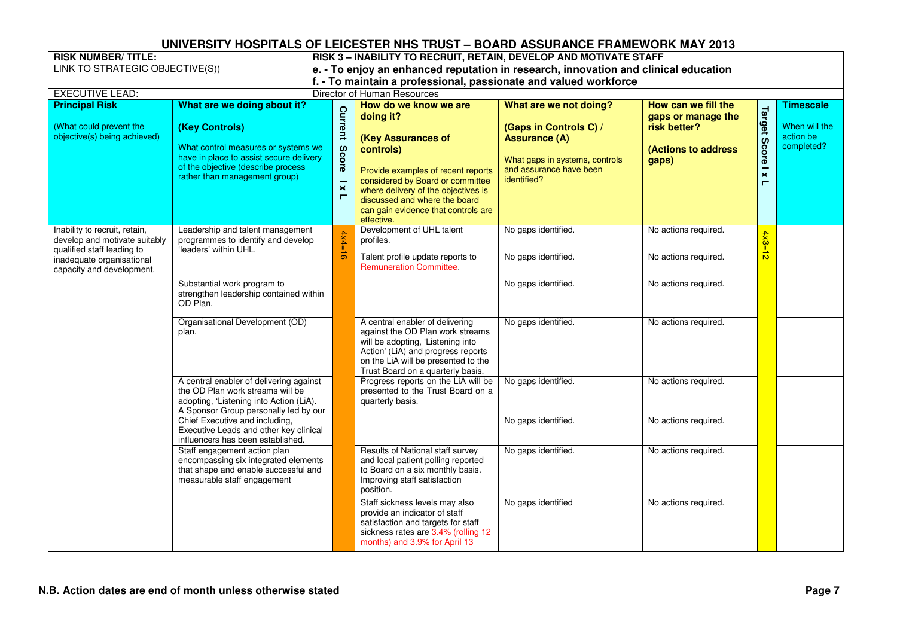# UNIVERSITY HOSPITALS OF LEICESTER NHS TRUST – BOARD ASSURANCE FRAMEWORK MAY 2013

| RISK NUMBER/ TITLE: | RISK 3 – INABILITY TO RECRUIT, RETAIN, DEVELOP AND MOTIVATE STAFF | | | | | | |
|---|---|---|---|---|---|---|---|
| LINK TO STRATEGIC OBJECTIVE(S)) | e. - To enjoy an enhanced reputation in research, innovation and clinical education<br>f. - To maintain a professional, passionate and valued workforce | | | | | | |
| EXECUTIVE LEAD: | Director of Human Resources | | | | | | |
| **Principal Risk**<br>(What could prevent the objective(s) being achieved) | **What are we doing about it?**<br>**(Key Controls)**<br>What control measures or systems we have in place to assist secure delivery of the objective (describe process rather than management group) | **Current Score I x L** | **How do we know we are doing it?**<br>**(Key Assurances of controls)**<br>Provide examples of recent reports considered by Board or committee where delivery of the objectives is discussed and where the board can gain evidence that controls are effective. | **What are we not doing?**<br>**(Gaps in Controls C) / Assurance (A)**<br>What gaps in systems, controls and assurance have been identified? | **How can we fill the gaps or manage the risk better?**<br>**(Actions to address gaps)** | **Target Score I x L** | **Timescale**<br>When will the action be completed? |
| Inability to recruit, retain, develop and motivate suitably qualified staff leading to inadequate organisational capacity and development. | Leadership and talent management programmes to identify and develop 'leaders' within UHL. | 4x4=16 | Development of UHL talent profiles. | No gaps identified. | No actions required. | 4x3=12 | |
| | | | Talent profile update reports to Remuneration Committee. | No gaps identified. | No actions required. | | |
| | Substantial work program to strengthen leadership contained within OD Plan. | | | No gaps identified. | No actions required. | | |
| | Organisational Development (OD) plan. | | A central enabler of delivering against the OD Plan work streams will be adopting, 'Listening into Action' (LiA) and progress reports on the LiA will be presented to the Trust Board on a quarterly basis. | No gaps identified. | No actions required. | | |
| | A central enabler of delivering against the OD Plan work streams will be adopting, 'Listening into Action (LiA). | | Progress reports on the LiA will be presented to the Trust Board on a quarterly basis. | No gaps identified. | No actions required. | | |
| | A Sponsor Group personally led by our Chief Executive and including, Executive Leads and other key clinical influencers has been established. | | | No gaps identified. | No actions required. | | |
| | Staff engagement action plan encompassing six integrated elements that shape and enable successful and measurable staff engagement | | Results of National staff survey and local patient polling reported to Board on a six monthly basis. Improving staff satisfaction position. | No gaps identified. | No actions required. | | |
| | | | Staff sickness levels may also provide an indicator of staff satisfaction and targets for staff sickness rates are 3.4% (rolling 12 months) and 3.9% for April 13 | No gaps identified | No actions required. | | |

**N.B. Action dates are end of month unless otherwise stated**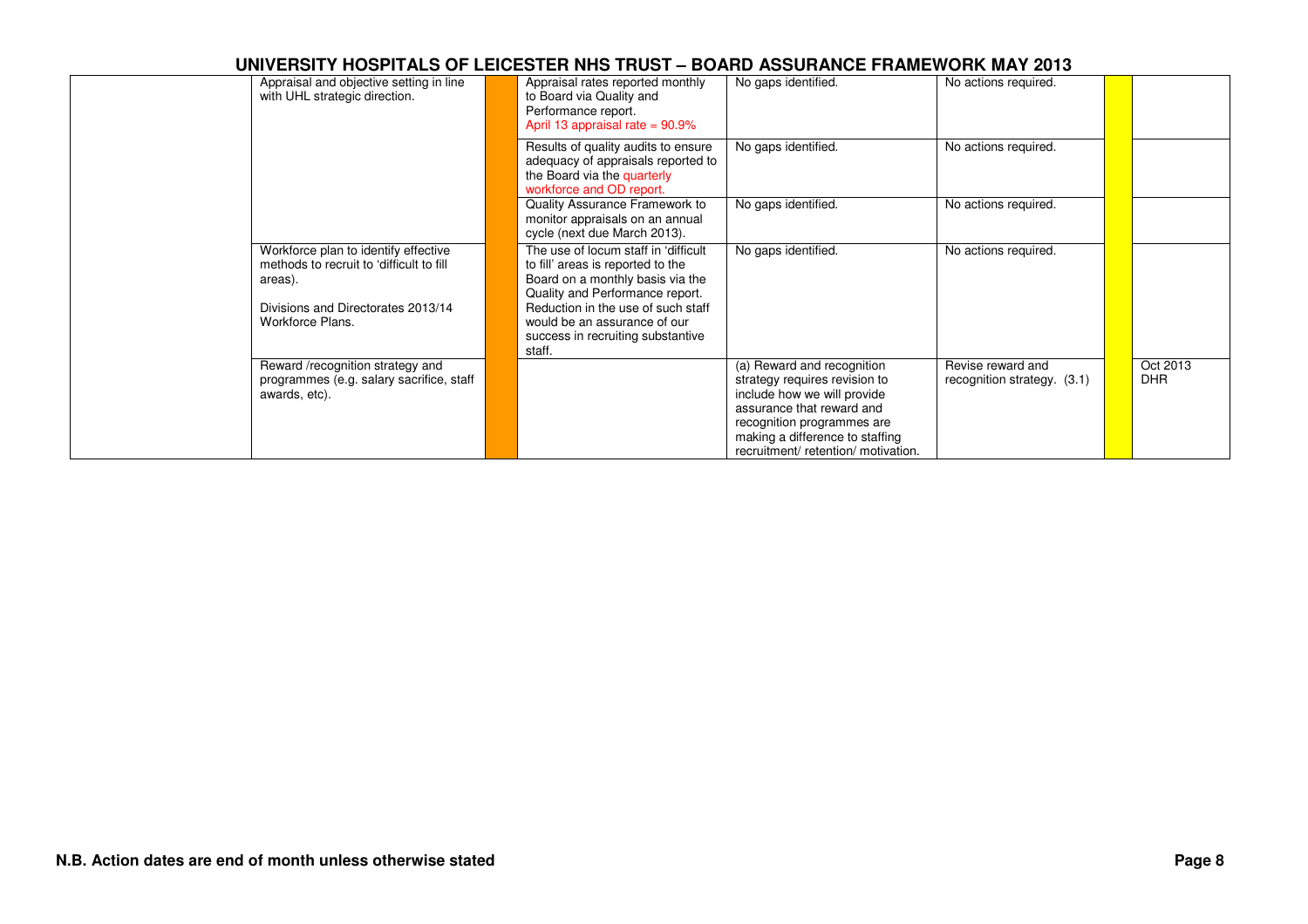| | | | | | | | |
|---|---|---|---|---|---|---|---|
| | Appraisal and objective setting in line with UHL strategic direction. | | Appraisal rates reported monthly to Board via Quality and Performance report. April 13 appraisal rate = 90.9% | No gaps identified. | No actions required. | | |
| | | | Results of quality audits to ensure adequacy of appraisals reported to the Board via the quarterly workforce and OD report. | No gaps identified. | No actions required. | | |
| | | | Quality Assurance Framework to monitor appraisals on an annual cycle (next due March 2013). | No gaps identified. | No actions required. | | |
| | Workforce plan to identify effective methods to recruit to 'difficult to fill areas).<br><br>Divisions and Directorates 2013/14 Workforce Plans. | | The use of locum staff in 'difficult to fill' areas is reported to the Board on a monthly basis via the Quality and Performance report. Reduction in the use of such staff would be an assurance of our success in recruiting substantive staff. | No gaps identified. | No actions required. | | |
| | Reward /recognition strategy and programmes (e.g. salary sacrifice, staff awards, etc). | | | (a) Reward and recognition strategy requires revision to include how we will provide assurance that reward and recognition programmes are making a difference to staffing recruitment/ retention/ motivation. | Revise reward and recognition strategy. (3.1) | | Oct 2013 DHR |

N.B. Action dates are end of month unless otherwise stated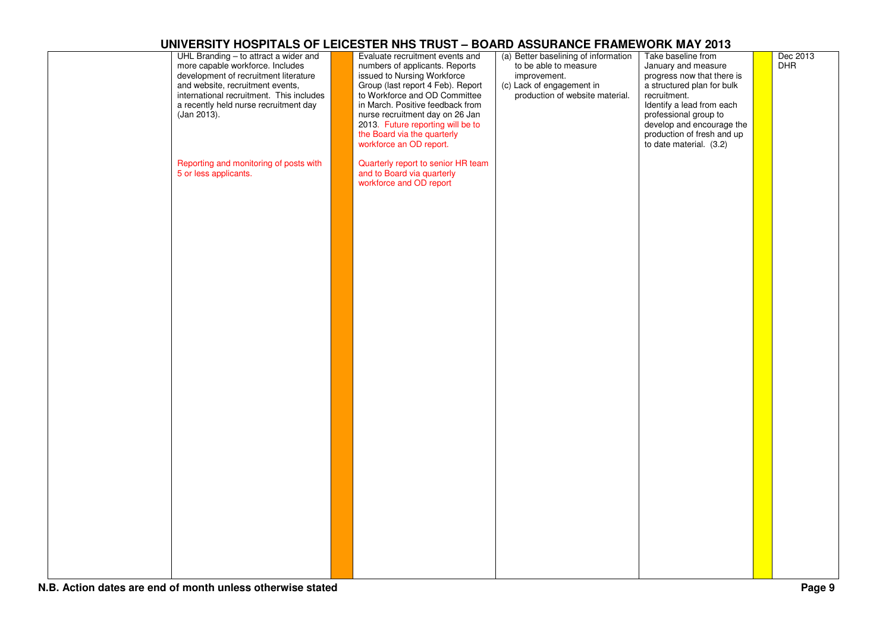# UNIVERSITY HOSPITALS OF LEICESTER NHS TRUST – BOARD ASSURANCE FRAMEWORK MAY 2013

| | | | | | | | |
|---|---|---|---|---|---|---|---|
| | UHL Branding – to attract a wider and more capable workforce. Includes development of recruitment literature and website, recruitment events, international recruitment. This includes a recently held nurse recruitment day (Jan 2013).<br><br>Reporting and monitoring of posts with 5 or less applicants. | | Evaluate recruitment events and numbers of applicants. Reports issued to Nursing Workforce Group (last report 4 Feb). Report to Workforce and OD Committee in March. Positive feedback from nurse recruitment day on 26 Jan 2013. Future reporting will be to the Board via the quarterly workforce an OD report.<br><br>Quarterly report to senior HR team and to Board via quarterly workforce and OD report | (a) Better baselining of information to be able to measure improvement.<br>(c) Lack of engagement in production of website material. | Take baseline from January and measure progress now that there is a structured plan for bulk recruitment.<br>Identify a lead from each professional group to develop and encourage the production of fresh and up to date material. (3.2) | | Dec 2013<br>DHR |

N.B. Action dates are end of month unless otherwise stated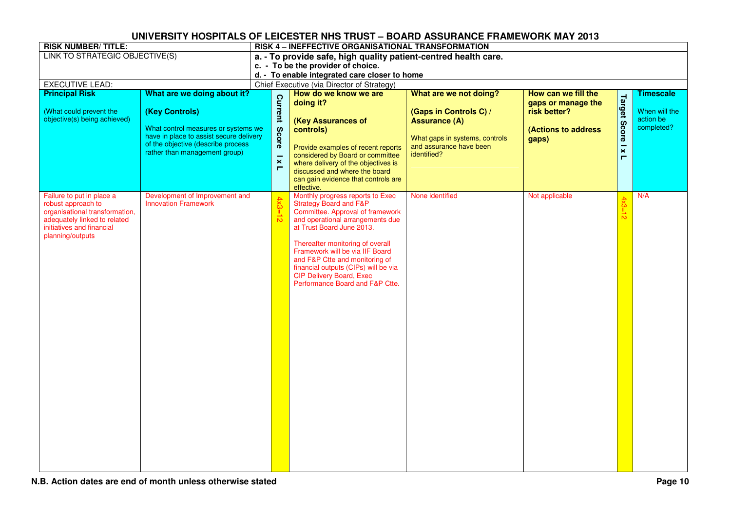# UNIVERSITY HOSPITALS OF LEICESTER NHS TRUST – BOARD ASSURANCE FRAMEWORK MAY 2013

| | |
|---|---|
| **RISK NUMBER/ TITLE:** | **RISK 4 – INEFFECTIVE ORGANISATIONAL TRANSFORMATION** |
| LINK TO STRATEGIC OBJECTIVE(S) | **a. - To provide safe, high quality patient-centred health care.**<br>**c. - To be the provider of choice.**<br>**d. - To enable integrated care closer to home** |
| EXECUTIVE LEAD: | Chief Executive (via Director of Strategy) |

| **Principal Risk**<br><br>(What could prevent the objective(s) being achieved) | **What are we doing about it?**<br><br>**(Key Controls)**<br><br>What control measures or systems we have in place to assist secure delivery of the objective (describe process rather than management group) | **Current Score I x L** | **How do we know we are doing it?**<br><br>**(Key Assurances of controls)**<br><br>Provide examples of recent reports considered by Board or committee where delivery of the objectives is discussed and where the board can gain evidence that controls are effective. | **What are we not doing?**<br><br>**(Gaps in Controls C) / Assurance (A)**<br><br>What gaps in systems, controls and assurance have been identified? | **How can we fill the gaps or manage the risk better?**<br><br>**(Actions to address gaps)** | **Target Score I x L** | **Timescale**<br><br>When will the action be completed? |
|---|---|---|---|---|---|---|---|
| Failure to put in place a robust approach to organisational transformation, adequately linked to related initiatives and financial planning/outputs | Development of Improvement and Innovation Framework | 4x3=12 | Monthly progress reports to Exec Strategy Board and F&P Committee. Approval of framework and operational arrangements due at Trust Board June 2013.<br><br>Thereafter monitoring of overall Framework will be via IIF Board and F&P Ctte and monitoring of financial outputs (CIPs) will be via CIP Delivery Board, Exec Performance Board and F&P Ctte. | None identified | Not applicable | 4x3=12 | N/A |

**N.B. Action dates are end of month unless otherwise stated**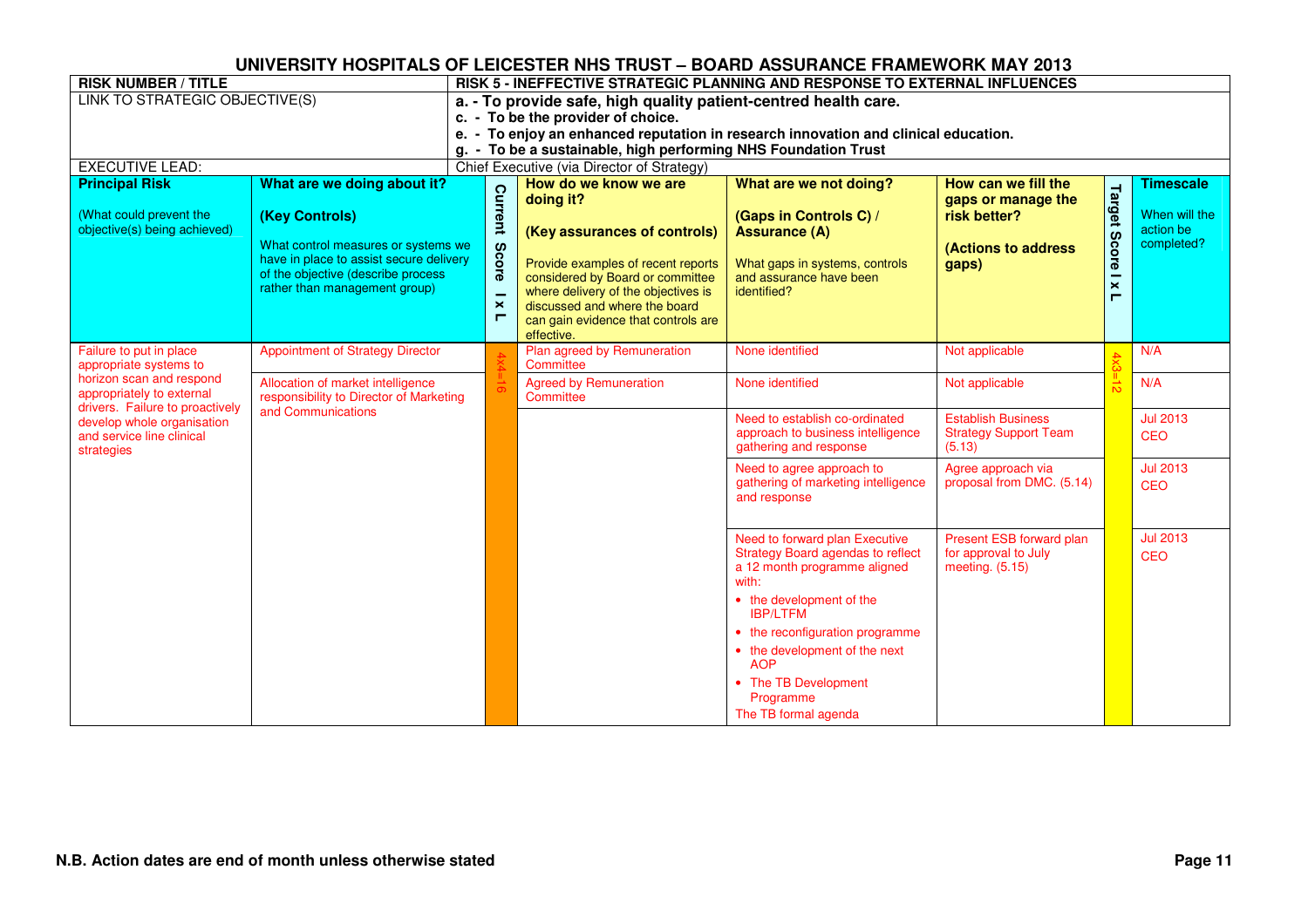# UNIVERSITY HOSPITALS OF LEICESTER NHS TRUST – BOARD ASSURANCE FRAMEWORK MAY 2013

| **RISK NUMBER / TITLE** | **RISK 5 - INEFFECTIVE STRATEGIC PLANNING AND RESPONSE TO EXTERNAL INFLUENCES** |
|---|---|
| LINK TO STRATEGIC OBJECTIVE(S) | **a. - To provide safe, high quality patient-centred health care.**<br>**c. - To be the provider of choice.**<br>**e. - To enjoy an enhanced reputation in research innovation and clinical education.**<br>**g. - To be a sustainable, high performing NHS Foundation Trust** |
| EXECUTIVE LEAD: | Chief Executive (via Director of Strategy) |

| **Principal Risk**<br><br>(What could prevent the objective(s) being achieved) | **What are we doing about it?**<br><br>**(Key Controls)**<br><br>What control measures or systems we have in place to assist secure delivery of the objective (describe process rather than management group) | **Current Score I x L** | **How do we know we are doing it?**<br><br>**(Key assurances of controls)**<br><br>Provide examples of recent reports considered by Board or committee where delivery of the objectives is discussed and where the board can gain evidence that controls are effective. | **What are we not doing?**<br><br>**(Gaps in Controls C) / Assurance (A)**<br><br>What gaps in systems, controls and assurance have been identified? | **How can we fill the gaps or manage the risk better?**<br><br>**(Actions to address gaps)** | **Target Score I x L** | **Timescale**<br><br>When will the action be completed? |
|---|---|---|---|---|---|---|---|
| Failure to put in place appropriate systems to horizon scan and respond appropriately to external drivers. Failure to proactively develop whole organisation and service line clinical strategies | Appointment of Strategy Director | 4x4=16 | Plan agreed by Remuneration Committee | None identified | Not applicable | 4x3=12 | N/A |
| | Allocation of market intelligence responsibility to Director of Marketing and Communications | | Agreed by Remuneration Committee | None identified | Not applicable | | N/A |
| | | | | Need to establish co-ordinated approach to business intelligence gathering and response | Establish Business Strategy Support Team (5.13) | | Jul 2013<br>CEO |
| | | | | Need to agree approach to gathering of marketing intelligence and response | Agree approach via proposal from DMC. (5.14) | | Jul 2013<br>CEO |
| | | | | Need to forward plan Executive Strategy Board agendas to reflect a 12 month programme aligned with:<br>• the development of the IBP/LTFM<br>• the reconfiguration programme<br>• the development of the next AOP<br>• The TB Development Programme<br>The TB formal agenda | Present ESB forward plan for approval to July meeting. (5.15) | | Jul 2013<br>CEO |

**N.B. Action dates are end of month unless otherwise stated**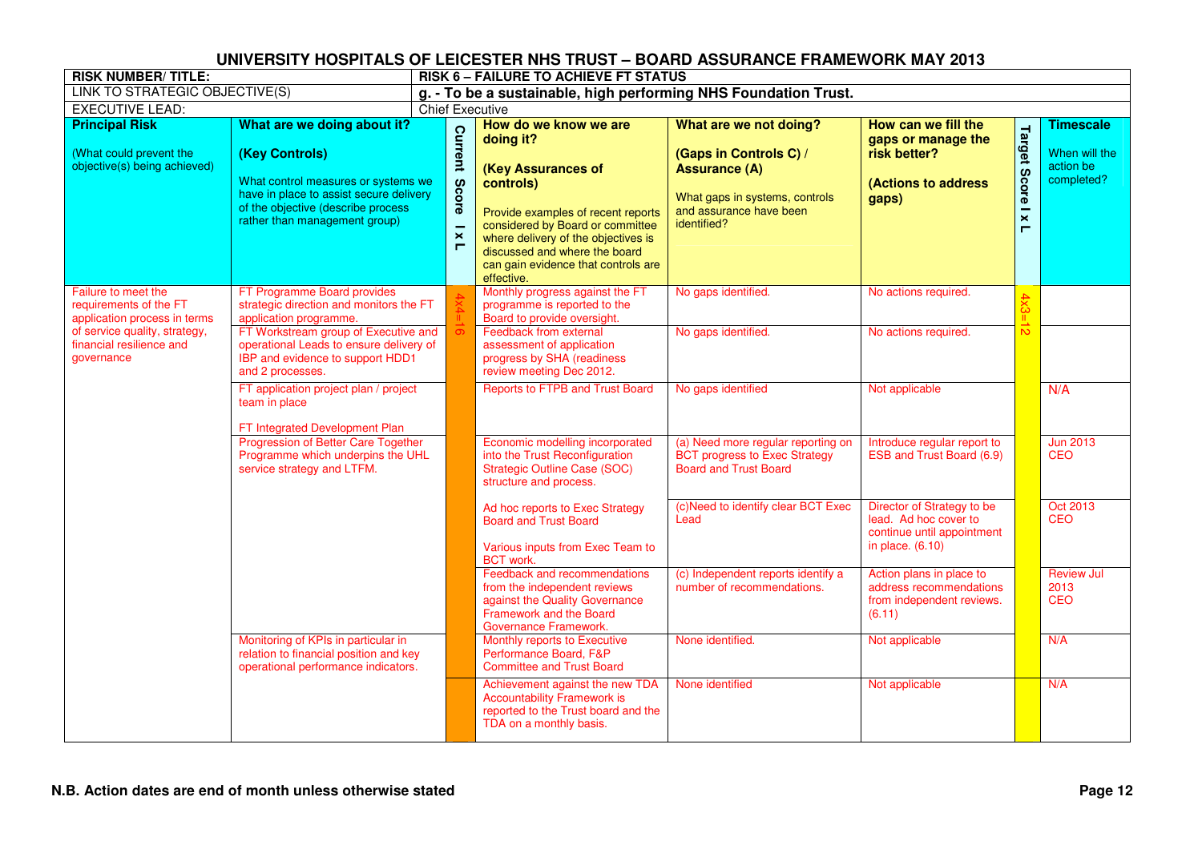# UNIVERSITY HOSPITALS OF LEICESTER NHS TRUST – BOARD ASSURANCE FRAMEWORK MAY 2013

| RISK NUMBER/ TITLE: | RISK 6 – FAILURE TO ACHIEVE FT STATUS |
|---|---|
| LINK TO STRATEGIC OBJECTIVE(S) | **g. - To be a sustainable, high performing NHS Foundation Trust.** |
| EXECUTIVE LEAD: | Chief Executive |

| **Principal Risk** (What could prevent the objective(s) being achieved) | **What are we doing about it? (Key Controls)** What control measures or systems we have in place to assist secure delivery of the objective (describe process rather than management group) | **Current Score I x L** | **How do we know we are doing it? (Key Assurances of controls)** Provide examples of recent reports considered by Board or committee where delivery of the objectives is discussed and where the board can gain evidence that controls are effective. | **What are we not doing? (Gaps in Controls C) / Assurance (A)** What gaps in systems, controls and assurance have been identified? | **How can we fill the gaps or manage the risk better? (Actions to address gaps)** | **Target Score I x L** | **Timescale** When will the action be completed? |
|---|---|---|---|---|---|---|---|
| Failure to meet the requirements of the FT application process in terms of service quality, strategy, financial resilience and governance | FT Programme Board provides strategic direction and monitors the FT application programme. | 4x4=16 | Monthly progress against the FT programme is reported to the Board to provide oversight. | No gaps identified. | No actions required. | 4x3=12 | |
| | FT Workstream group of Executive and operational Leads to ensure delivery of IBP and evidence to support HDD1 and 2 processes. | | Feedback from external assessment of application progress by SHA (readiness review meeting Dec 2012. | No gaps identified. | No actions required. | | |
| | FT application project plan / project team in place<br><br>FT Integrated Development Plan | | Reports to FTPB and Trust Board | No gaps identified | Not applicable | | N/A |
| | Progression of Better Care Together Programme which underpins the UHL service strategy and LTFM. | | Economic modelling incorporated into the Trust Reconfiguration Strategic Outline Case (SOC) structure and process. | (a) Need more regular reporting on BCT progress to Exec Strategy Board and Trust Board | Introduce regular report to ESB and Trust Board (6.9) | | Jun 2013 CEO |
| | | | Ad hoc reports to Exec Strategy Board and Trust Board<br><br>Various inputs from Exec Team to BCT work. | (c)Need to identify clear BCT Exec Lead | Director of Strategy to be lead. Ad hoc cover to continue until appointment in place. (6.10) | | Oct 2013 CEO |
| | | | Feedback and recommendations from the independent reviews against the Quality Governance Framework and the Board Governance Framework. | (c) Independent reports identify a number of recommendations. | Action plans in place to address recommendations from independent reviews. (6.11) | | Review Jul 2013 CEO |
| | Monitoring of KPIs in particular in relation to financial position and key operational performance indicators. | | Monthly reports to Executive Performance Board, F&P Committee and Trust Board | None identified. | Not applicable | | N/A |
| | | | Achievement against the new TDA Accountability Framework is reported to the Trust board and the TDA on a monthly basis. | None identified | Not applicable | | N/A |

**N.B. Action dates are end of month unless otherwise stated**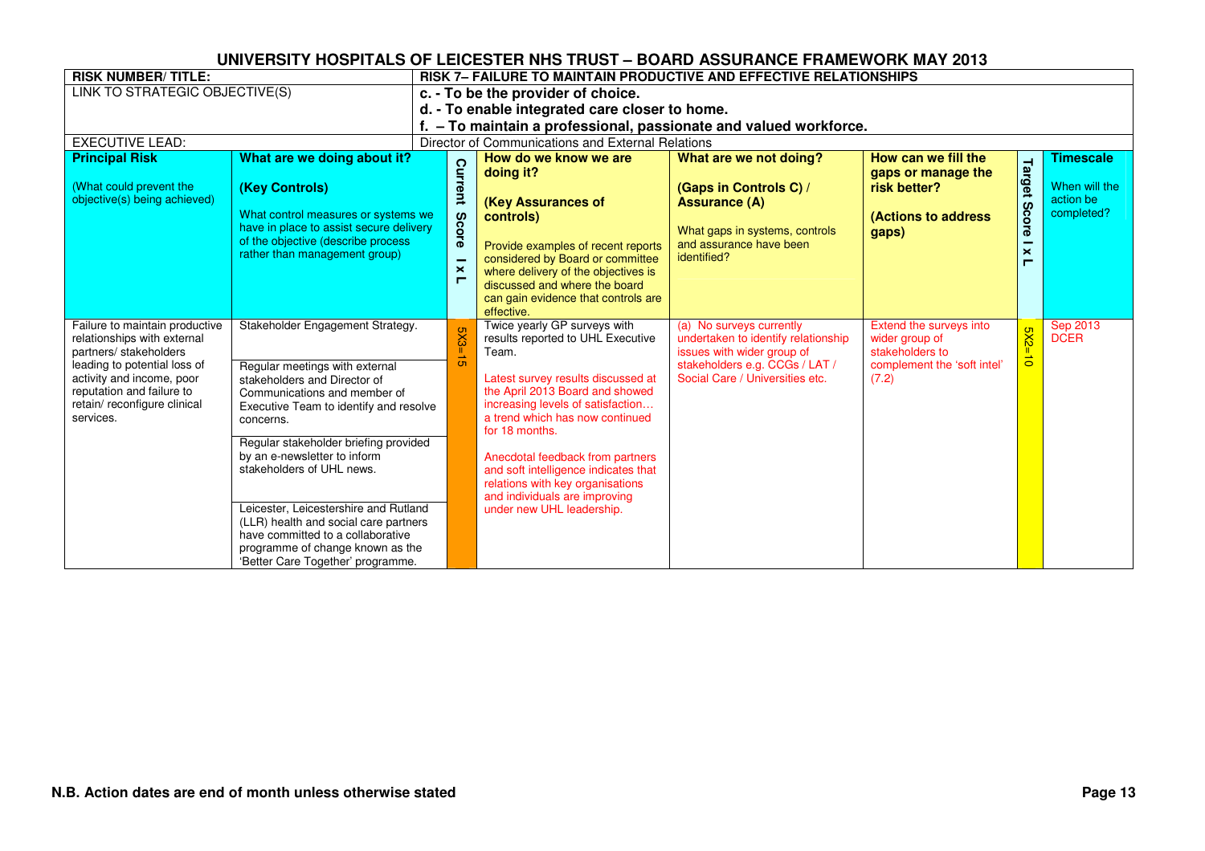# UNIVERSITY HOSPITALS OF LEICESTER NHS TRUST – BOARD ASSURANCE FRAMEWORK MAY 2013

| RISK NUMBER/ TITLE: | | RISK 7– FAILURE TO MAINTAIN PRODUCTIVE AND EFFECTIVE RELATIONSHIPS | | | | | |
|---|---|---|---|---|---|---|---|
| LINK TO STRATEGIC OBJECTIVE(S) | | c. - To be the provider of choice.<br>d. - To enable integrated care closer to home.<br>f. – To maintain a professional, passionate and valued workforce. | | | | | |
| EXECUTIVE LEAD: | | Director of Communications and External Relations | | | | | |
| **Principal Risk**<br><br>(What could prevent the objective(s) being achieved) | **What are we doing about it?**<br><br>**(Key Controls)**<br><br>What control measures or systems we have in place to assist secure delivery of the objective (describe process rather than management group) | **Current Score I x L** | **How do we know we are doing it?**<br><br>**(Key Assurances of controls)**<br><br>Provide examples of recent reports considered by Board or committee where delivery of the objectives is discussed and where the board can gain evidence that controls are effective. | **What are we not doing?**<br><br>**(Gaps in Controls C) / Assurance (A)**<br><br>What gaps in systems, controls and assurance have been identified? | **How can we fill the gaps or manage the risk better?**<br><br>**(Actions to address gaps)** | **Target Score I x L** | **Timescale**<br><br>When will the action be completed? |
| Failure to maintain productive relationships with external partners/ stakeholders leading to potential loss of activity and income, poor reputation and failure to retain/ reconfigure clinical services. | Stakeholder Engagement Strategy.<br><br>Regular meetings with external stakeholders and Director of Communications and member of Executive Team to identify and resolve concerns.<br><br>Regular stakeholder briefing provided by an e-newsletter to inform stakeholders of UHL news.<br><br>Leicester, Leicestershire and Rutland (LLR) health and social care partners have committed to a collaborative programme of change known as the 'Better Care Together' programme. | 5X3=15 | Twice yearly GP surveys with results reported to UHL Executive Team.<br><br>Latest survey results discussed at the April 2013 Board and showed increasing levels of satisfaction… a trend which has now continued for 18 months.<br><br>Anecdotal feedback from partners and soft intelligence indicates that relations with key organisations and individuals are improving under new UHL leadership. | (a) No surveys currently undertaken to identify relationship issues with wider group of stakeholders e.g. CCGs / LAT / Social Care / Universities etc. | Extend the surveys into wider group of stakeholders to complement the 'soft intel' (7.2) | 5X2=10 | Sep 2013<br>DCER |

**N.B. Action dates are end of month unless otherwise stated**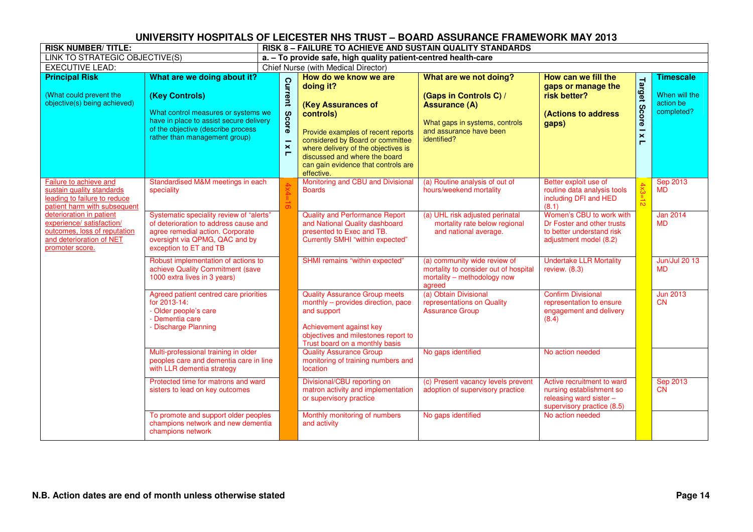# UNIVERSITY HOSPITALS OF LEICESTER NHS TRUST – BOARD ASSURANCE FRAMEWORK MAY 2013

| RISK NUMBER/ TITLE: | RISK 8 – FAILURE TO ACHIEVE AND SUSTAIN QUALITY STANDARDS |
|---|---|
| LINK TO STRATEGIC OBJECTIVE(S) | a. – To provide safe, high quality patient-centred health-care |
| EXECUTIVE LEAD: | Chief Nurse (with Medical Director) |

| **Principal Risk** (What could prevent the objective(s) being achieved) | **What are we doing about it? (Key Controls)** What control measures or systems we have in place to assist secure delivery of the objective (describe process rather than management group) | **Current Score I x L** | **How do we know we are doing it? (Key Assurances of controls)** Provide examples of recent reports considered by Board or committee where delivery of the objectives is discussed and where the board can gain evidence that controls are effective. | **What are we not doing? (Gaps in Controls C) / Assurance (A)** What gaps in systems, controls and assurance have been identified? | **How can we fill the gaps or manage the risk better? (Actions to address gaps)** | **Target Score I x L** | **Timescale** When will the action be completed? |
|---|---|---|---|---|---|---|---|
| Failure to achieve and sustain quality standards leading to failure to reduce patient harm with subsequent deterioration in patient experience/ satisfaction/ outcomes, loss of reputation and deterioration of NET promoter score. | Standardised M&M meetings in each speciality | 4x4=16 | Monitoring and CBU and Divisional Boards | (a) Routine analysis of out of hours/weekend mortality | Better exploit use of routine data analysis tools including DFI and HED (8.1) | 4x3=12 | Sep 2013 MD |
| | Systematic speciality review of "alerts" of deterioration to address cause and agree remedial action. Corporate oversight via QPMG, QAC and by exception to ET and TB | | Quality and Performance Report and National Quality dashboard presented to Exec and TB. Currently SMHI "within expected" | (a) UHL risk adjusted perinatal mortality rate below regional and national average. | Women's CBU to work with Dr Foster and other trusts to better understand risk adjustment model (8.2) | | Jan 2014 MD |
| | Robust implementation of actions to achieve Quality Commitment (save 1000 extra lives in 3 years) | | SHMI remains "within expected" | (a) community wide review of mortality to consider out of hospital mortality – methodology now agreed | Undertake LLR Mortality review. (8.3) | | Jun/Jul 20 13 MD |
| | Agreed patient centred care priorities for 2013-14:<br>- Older people's care<br>- Dementia care<br>- Discharge Planning | | Quality Assurance Group meets monthly – provides direction, pace and support<br><br>Achievement against key objectives and milestones report to Trust board on a monthly basis | (a) Obtain Divisional representations on Quality Assurance Group | Confirm Divisional representation to ensure engagement and delivery (8.4) | | Jun 2013 CN |
| | Multi-professional training in older peoples care and dementia care in line with LLR dementia strategy | | Quality Assurance Group monitoring of training numbers and location | No gaps identified | No action needed | | |
| | Protected time for matrons and ward sisters to lead on key outcomes | | Divisional/CBU reporting on matron activity and implementation or supervisory practice | (c) Present vacancy levels prevent adoption of supervisory practice | Active recruitment to ward nursing establishment so releasing ward sister – supervisory practice (8.5) | | Sep 2013 CN |
| | To promote and support older peoples champions network and new dementia champions network | | Monthly monitoring of numbers and activity | No gaps identified | No action needed | | |

**N.B. Action dates are end of month unless otherwise stated**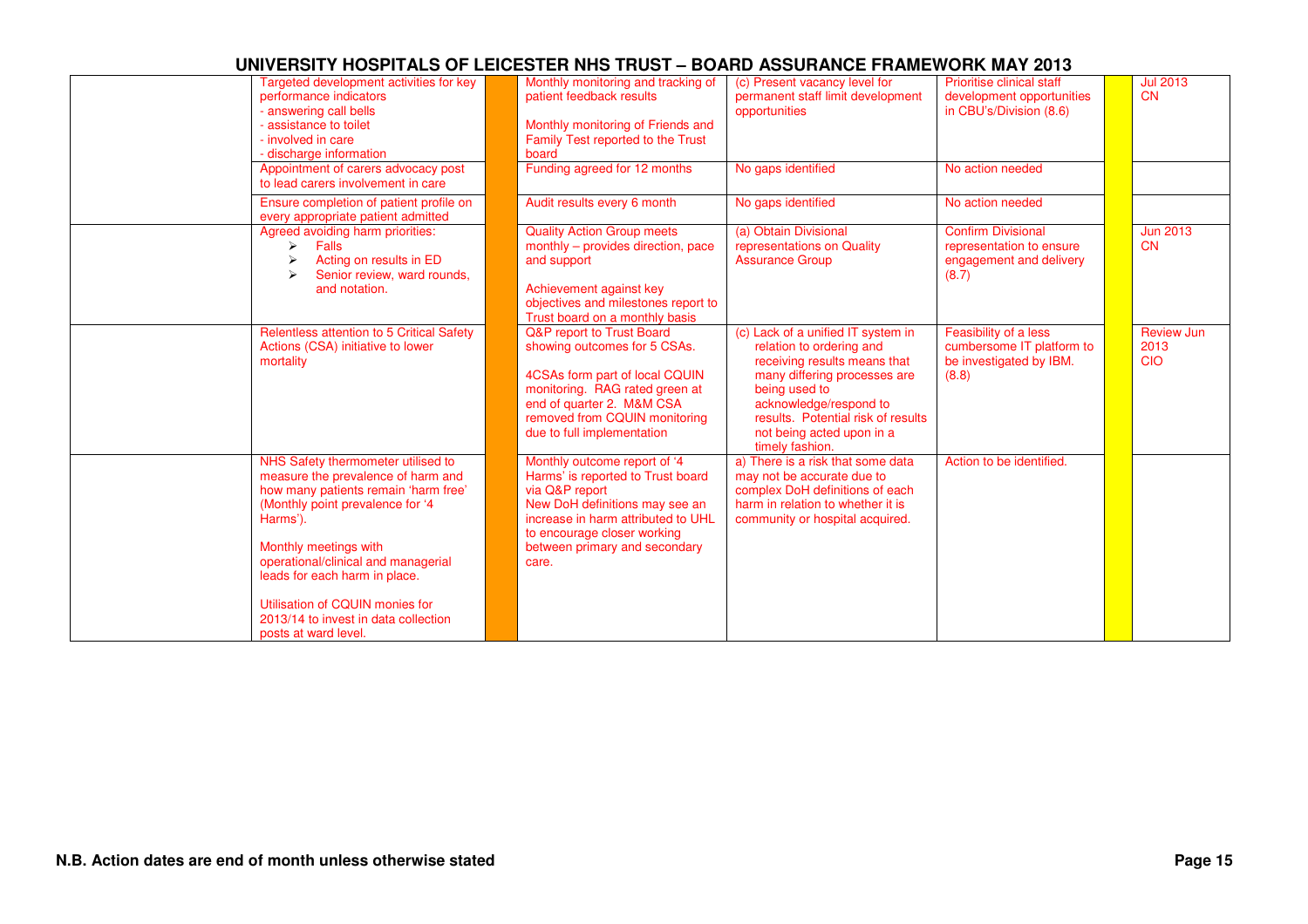# UNIVERSITY HOSPITALS OF LEICESTER NHS TRUST – BOARD ASSURANCE FRAMEWORK MAY 2013

| | | | | | | | |
|---|---|---|---|---|---|---|---|
| | Targeted development activities for key performance indicators<br>- answering call bells<br>- assistance to toilet<br>- involved in care<br>- discharge information | | Monthly monitoring and tracking of patient feedback results<br><br>Monthly monitoring of Friends and Family Test reported to the Trust board | (c) Present vacancy level for permanent staff limit development opportunities | Prioritise clinical staff development opportunities in CBU's/Division (8.6) | | Jul 2013<br>CN |
| | Appointment of carers advocacy post to lead carers involvement in care | | Funding agreed for 12 months | No gaps identified | No action needed | | |
| | Ensure completion of patient profile on every appropriate patient admitted | | Audit results every 6 month | No gaps identified | No action needed | | |
| | Agreed avoiding harm priorities:<br>➢ Falls<br>➢ Acting on results in ED<br>➢ Senior review, ward rounds, and notation. | | Quality Action Group meets monthly – provides direction, pace and support<br><br>Achievement against key objectives and milestones report to Trust board on a monthly basis | (a) Obtain Divisional representations on Quality Assurance Group | Confirm Divisional representation to ensure engagement and delivery (8.7) | | Jun 2013<br>CN |
| | Relentless attention to 5 Critical Safety Actions (CSA) initiative to lower mortality | | Q&P report to Trust Board showing outcomes for 5 CSAs.<br><br>4CSAs form part of local CQUIN monitoring. RAG rated green at end of quarter 2. M&M CSA removed from CQUIN monitoring due to full implementation | (c) Lack of a unified IT system in relation to ordering and receiving results means that many differing processes are being used to acknowledge/respond to results. Potential risk of results not being acted upon in a timely fashion. | Feasibility of a less cumbersome IT platform to be investigated by IBM. (8.8) | | Review Jun 2013<br>CIO |
| | NHS Safety thermometer utilised to measure the prevalence of harm and how many patients remain 'harm free' (Monthly point prevalence for '4 Harms').<br><br>Monthly meetings with operational/clinical and managerial leads for each harm in place.<br><br>Utilisation of CQUIN monies for 2013/14 to invest in data collection posts at ward level. | | Monthly outcome report of '4 Harms' is reported to Trust board via Q&P report<br>New DoH definitions may see an increase in harm attributed to UHL to encourage closer working between primary and secondary care. | a) There is a risk that some data may not be accurate due to complex DoH definitions of each harm in relation to whether it is community or hospital acquired. | Action to be identified. | | |

**N.B. Action dates are end of month unless otherwise stated**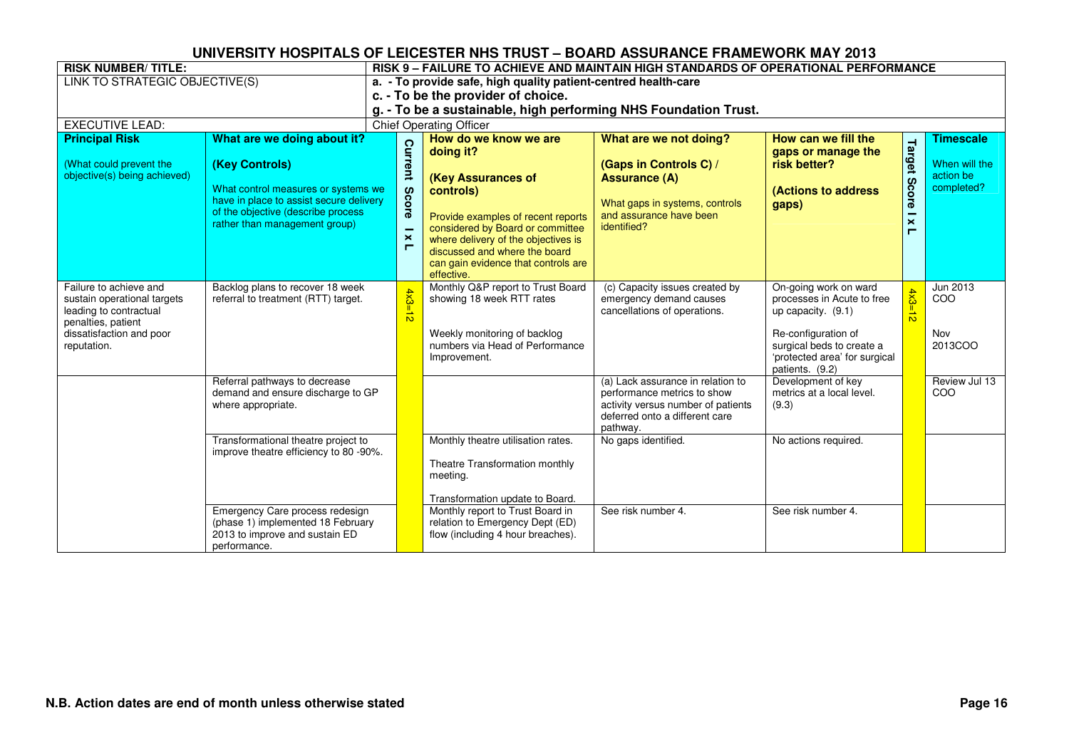# UNIVERSITY HOSPITALS OF LEICESTER NHS TRUST – BOARD ASSURANCE FRAMEWORK MAY 2013

| RISK NUMBER/ TITLE: | RISK 9 – FAILURE TO ACHIEVE AND MAINTAIN HIGH STANDARDS OF OPERATIONAL PERFORMANCE |
|---|---|
| LINK TO STRATEGIC OBJECTIVE(S) | **a. - To provide safe, high quality patient-centred health-care**<br>**c. - To be the provider of choice.**<br>**g. - To be a sustainable, high performing NHS Foundation Trust.** |
| EXECUTIVE LEAD: | Chief Operating Officer |

| **Principal Risk**<br><br>(What could prevent the objective(s) being achieved) | **What are we doing about it?**<br><br>**(Key Controls)**<br><br>What control measures or systems we have in place to assist secure delivery of the objective (describe process rather than management group) | **Current Score I x L** | **How do we know we are doing it?**<br><br>**(Key Assurances of controls)**<br><br>Provide examples of recent reports considered by Board or committee where delivery of the objectives is discussed and where the board can gain evidence that controls are effective. | **What are we not doing?**<br><br>**(Gaps in Controls C) / Assurance (A)**<br><br>What gaps in systems, controls and assurance have been identified? | **How can we fill the gaps or manage the risk better?**<br><br>**(Actions to address gaps)** | **Target Score I x L** | **Timescale**<br><br>When will the action be completed? |
|---|---|---|---|---|---|---|---|
| Failure to achieve and sustain operational targets leading to contractual penalties, patient dissatisfaction and poor reputation. | Backlog plans to recover 18 week referral to treatment (RTT) target. | 4x3=12 | Monthly Q&P report to Trust Board showing 18 week RTT rates<br><br>Weekly monitoring of backlog numbers via Head of Performance Improvement. | (c) Capacity issues created by emergency demand causes cancellations of operations. | On-going work on ward processes in Acute to free up capacity. (9.1)<br><br>Re-configuration of surgical beds to create a 'protected area' for surgical patients. (9.2) | 4x3=12 | Jun 2013 COO<br><br>Nov 2013COO |
| | Referral pathways to decrease demand and ensure discharge to GP where appropriate. | | | (a) Lack assurance in relation to performance metrics to show activity versus number of patients deferred onto a different care pathway. | Development of key metrics at a local level. (9.3) | | Review Jul 13 COO |
| | Transformational theatre project to improve theatre efficiency to 80 -90%. | | Monthly theatre utilisation rates.<br><br>Theatre Transformation monthly meeting.<br><br>Transformation update to Board. | No gaps identified. | No actions required. | | |
| | Emergency Care process redesign (phase 1) implemented 18 February 2013 to improve and sustain ED performance. | | Monthly report to Trust Board in relation to Emergency Dept (ED) flow (including 4 hour breaches). | See risk number 4. | See risk number 4. | | |

**N.B. Action dates are end of month unless otherwise stated**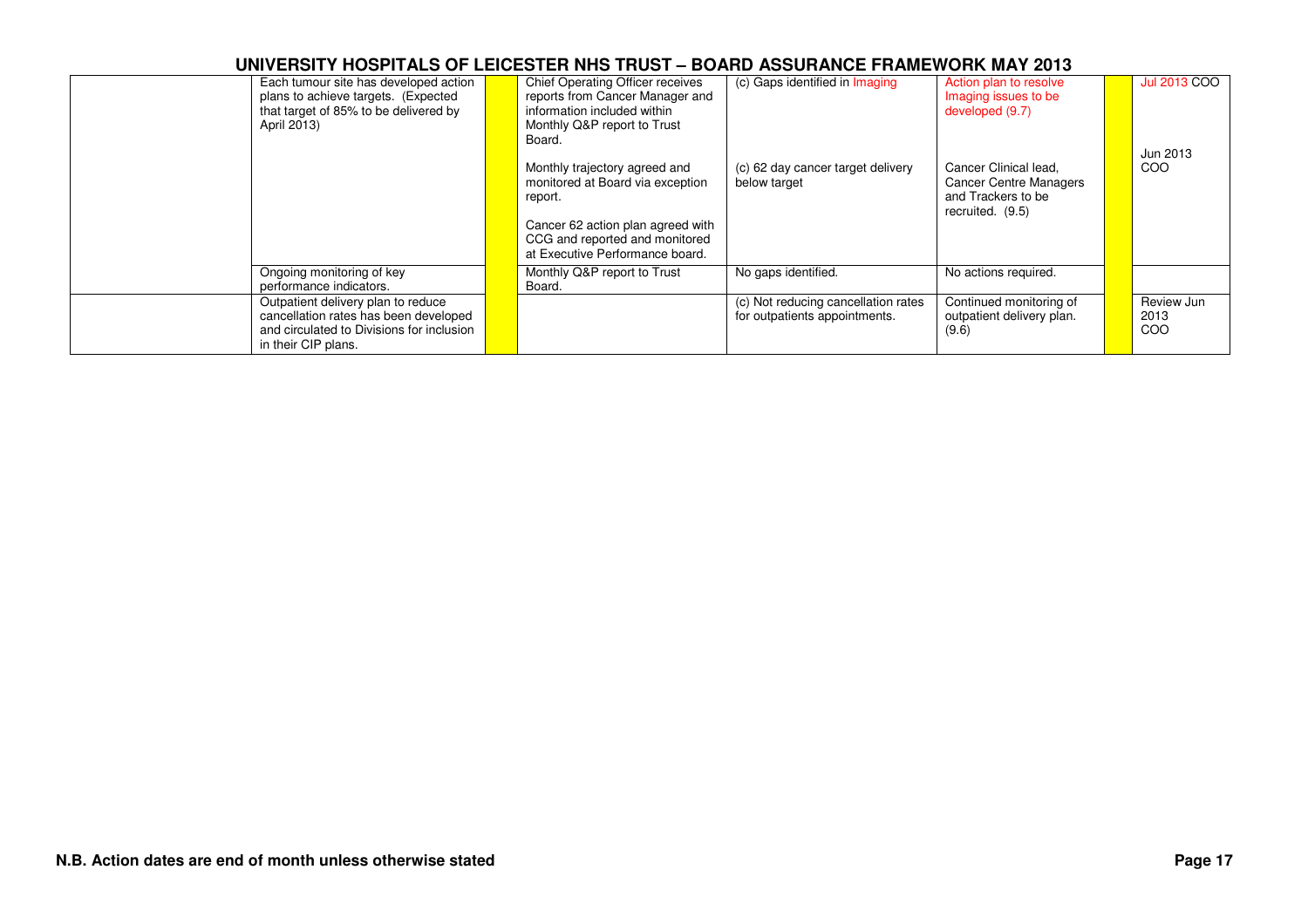## UNIVERSITY HOSPITALS OF LEICESTER NHS TRUST – BOARD ASSURANCE FRAMEWORK MAY 2013

| | | | | | | | |
|---|---|---|---|---|---|---|---|
| | Each tumour site has developed action plans to achieve targets. (Expected that target of 85% to be delivered by April 2013) | | Chief Operating Officer receives reports from Cancer Manager and information included within Monthly Q&P report to Trust Board.<br><br>Monthly trajectory agreed and monitored at Board via exception report.<br><br>Cancer 62 action plan agreed with CCG and reported and monitored at Executive Performance board. | (c) Gaps identified in Imaging<br><br>(c) 62 day cancer target delivery below target | Action plan to resolve Imaging issues to be developed (9.7)<br><br>Cancer Clinical lead, Cancer Centre Managers and Trackers to be recruited. (9.5) | | Jul 2013 COO<br><br>Jun 2013 COO |
| | Ongoing monitoring of key performance indicators. | | Monthly Q&P report to Trust Board. | No gaps identified. | No actions required. | | |
| | Outpatient delivery plan to reduce cancellation rates has been developed and circulated to Divisions for inclusion in their CIP plans. | | | (c) Not reducing cancellation rates for outpatients appointments. | Continued monitoring of outpatient delivery plan. (9.6) | | Review Jun 2013 COO |

**N.B. Action dates are end of month unless otherwise stated**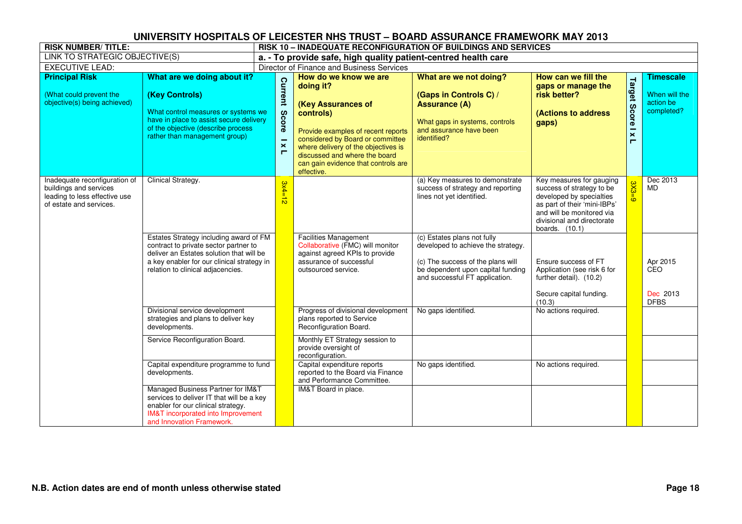# UNIVERSITY HOSPITALS OF LEICESTER NHS TRUST – BOARD ASSURANCE FRAMEWORK MAY 2013

| RISK NUMBER/ TITLE: | RISK 10 – INADEQUATE RECONFIGURATION OF BUILDINGS AND SERVICES |
|---|---|
| LINK TO STRATEGIC OBJECTIVE(S) | **a. - To provide safe, high quality patient-centred health care** |
| EXECUTIVE LEAD: | Director of Finance and Business Services |

| **Principal Risk** (What could prevent the objective(s) being achieved) | **What are we doing about it? (Key Controls)** What control measures or systems we have in place to assist secure delivery of the objective (describe process rather than management group) | **Current Score I x L** | **How do we know we are doing it? (Key Assurances of controls)** Provide examples of recent reports considered by Board or committee where delivery of the objectives is discussed and where the board can gain evidence that controls are effective. | **What are we not doing? (Gaps in Controls C) / Assurance (A)** What gaps in systems, controls and assurance have been identified? | **How can we fill the gaps or manage the risk better? (Actions to address gaps)** | **Target Score I x L** | **Timescale** When will the action be completed? |
|---|---|---|---|---|---|---|---|
| Inadequate reconfiguration of buildings and services leading to less effective use of estate and services. | Clinical Strategy. | 3x4=12 | | (a) Key measures to demonstrate success of strategy and reporting lines not yet identified. | Key measures for gauging success of strategy to be developed by specialties as part of their 'mini-IBPs' and will be monitored via divisional and directorate boards. (10.1) | 3X3=9 | Dec 2013 MD |
| | Estates Strategy including award of FM contract to private sector partner to deliver an Estates solution that will be a key enabler for our clinical strategy in relation to clinical adjacencies. | | Facilities Management Collaborative (FMC) will monitor against agreed KPIs to provide assurance of successful outsourced service. | (c) Estates plans not fully developed to achieve the strategy.<br><br>(c) The success of the plans will be dependent upon capital funding and successful FT application. | Ensure success of FT Application (see risk 6 for further detail). (10.2)<br><br>Secure capital funding. (10.3) | | Apr 2015 CEO<br><br>Dec 2013 DFBS |
| | Divisional service development strategies and plans to deliver key developments. | | Progress of divisional development plans reported to Service Reconfiguration Board. | No gaps identified. | No actions required. | | |
| | Service Reconfiguration Board. | | Monthly ET Strategy session to provide oversight of reconfiguration. | | | | |
| | Capital expenditure programme to fund developments. | | Capital expenditure reports reported to the Board via Finance and Performance Committee. | No gaps identified. | No actions required. | | |
| | Managed Business Partner for IM&T services to deliver IT that will be a key enabler for our clinical strategy. IM&T incorporated into Improvement and Innovation Framework. | | IM&T Board in place. | | | | |

**N.B. Action dates are end of month unless otherwise stated**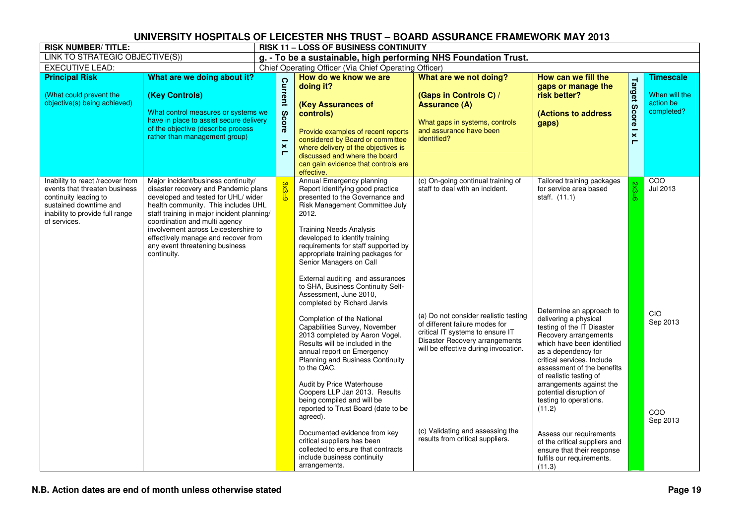# UNIVERSITY HOSPITALS OF LEICESTER NHS TRUST – BOARD ASSURANCE FRAMEWORK MAY 2013

| RISK NUMBER/ TITLE: | | RISK 11 – LOSS OF BUSINESS CONTINUITY | | | | | |
|---|---|---|---|---|---|---|---|
| LINK TO STRATEGIC OBJECTIVE(S)) | | g. - To be a sustainable, high performing NHS Foundation Trust. | | | | | |
| EXECUTIVE LEAD: | | Chief Operating Officer (Via Chief Operating Officer) | | | | | |
| **Principal Risk** (What could prevent the objective(s) being achieved) | **What are we doing about it? (Key Controls)** What control measures or systems we have in place to assist secure delivery of the objective (describe process rather than management group) | **Current Score I x L** | **How do we know we are doing it? (Key Assurances of controls)** Provide examples of recent reports considered by Board or committee where delivery of the objectives is discussed and where the board can gain evidence that controls are effective. | **What are we not doing? (Gaps in Controls C) / Assurance (A)** What gaps in systems, controls and assurance have been identified? | **How can we fill the gaps or manage the risk better? (Actions to address gaps)** | **Target Score I x L** | **Timescale** When will the action be completed? |
| Inability to react /recover from events that threaten business continuity leading to sustained downtime and inability to provide full range of services. | Major incident/business continuity/ disaster recovery and Pandemic plans developed and tested for UHL/ wider health community. This includes UHL staff training in major incident planning/ coordination and multi agency involvement across Leicestershire to effectively manage and recover from any event threatening business continuity. | 3x3=9 | Annual Emergency planning Report identifying good practice presented to the Governance and Risk Management Committee July 2012.<br><br>Training Needs Analysis developed to identify training requirements for staff supported by appropriate training packages for Senior Managers on Call<br><br>External auditing and assurances to SHA, Business Continuity Self-Assessment, June 2010, completed by Richard Jarvis<br><br>Completion of the National Capabilities Survey, November 2013 completed by Aaron Vogel. Results will be included in the annual report on Emergency Planning and Business Continuity to the QAC.<br><br>Audit by Price Waterhouse Coopers LLP Jan 2013. Results being compiled and will be reported to Trust Board (date to be agreed).<br><br>Documented evidence from key critical suppliers has been collected to ensure that contracts include business continuity arrangements. | (c) On-going continual training of staff to deal with an incident.<br><br>(a) Do not consider realistic testing of different failure modes for critical IT systems to ensure IT Disaster Recovery arrangements will be effective during invocation.<br><br>(c) Validating and assessing the results from critical suppliers. | Tailored training packages for service area based staff. (11.1)<br><br>Determine an approach to delivering a physical testing of the IT Disaster Recovery arrangements which have been identified as a dependency for critical services. Include assessment of the benefits of realistic testing of arrangements against the potential disruption of testing to operations. (11.2)<br><br>Assess our requirements of the critical suppliers and ensure that their response fulfils our requirements. (11.3) | 2x3=6 | COO Jul 2013<br><br>CIO Sep 2013<br><br>COO Sep 2013 |

**N.B. Action dates are end of month unless otherwise stated**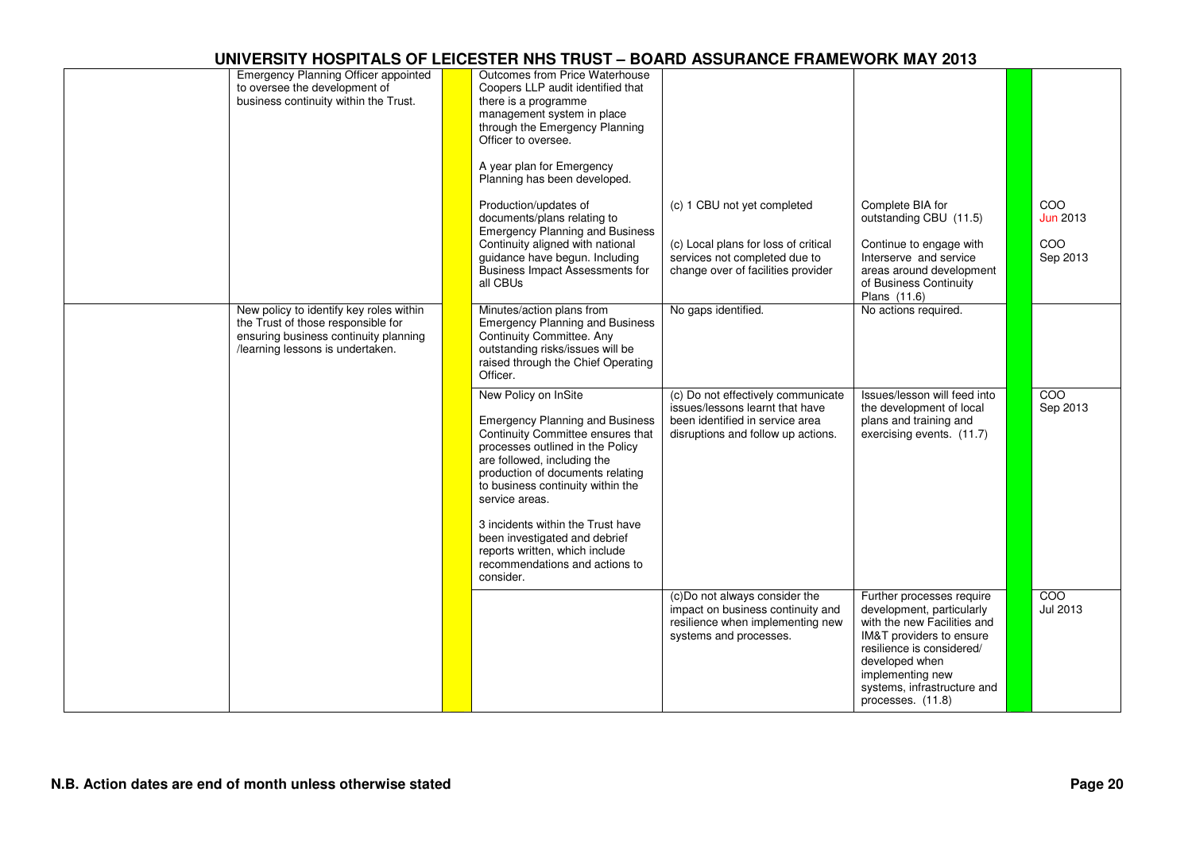# UNIVERSITY HOSPITALS OF LEICESTER NHS TRUST – BOARD ASSURANCE FRAMEWORK MAY 2013

| | | | | | | | |
|---|---|---|---|---|---|---|---|
| | Emergency Planning Officer appointed to oversee the development of business continuity within the Trust. | | Outcomes from Price Waterhouse Coopers LLP audit identified that there is a programme management system in place through the Emergency Planning Officer to oversee.<br><br>A year plan for Emergency Planning has been developed.<br><br>Production/updates of documents/plans relating to Emergency Planning and Business Continuity aligned with national guidance have begun. Including Business Impact Assessments for all CBUs | (c) 1 CBU not yet completed<br><br>(c) Local plans for loss of critical services not completed due to change over of facilities provider | Complete BIA for outstanding CBU (11.5)<br><br>Continue to engage with Interserve and service areas around development of Business Continuity Plans (11.6) | | COO<br>Jun 2013<br><br>COO<br>Sep 2013 |
| | New policy to identify key roles within the Trust of those responsible for ensuring business continuity planning /learning lessons is undertaken. | | Minutes/action plans from Emergency Planning and Business Continuity Committee. Any outstanding risks/issues will be raised through the Chief Operating Officer. | No gaps identified. | No actions required. | | |
| | | | New Policy on InSite<br><br>Emergency Planning and Business Continuity Committee ensures that processes outlined in the Policy are followed, including the production of documents relating to business continuity within the service areas.<br><br>3 incidents within the Trust have been investigated and debrief reports written, which include recommendations and actions to consider. | (c) Do not effectively communicate issues/lessons learnt that have been identified in service area disruptions and follow up actions. | Issues/lesson will feed into the development of local plans and training and exercising events. (11.7) | | COO<br>Sep 2013 |
| | | | | (c)Do not always consider the impact on business continuity and resilience when implementing new systems and processes. | Further processes require development, particularly with the new Facilities and IM&T providers to ensure resilience is considered/ developed when implementing new systems, infrastructure and processes. (11.8) | | COO<br>Jul 2013 |

**N.B. Action dates are end of month unless otherwise stated**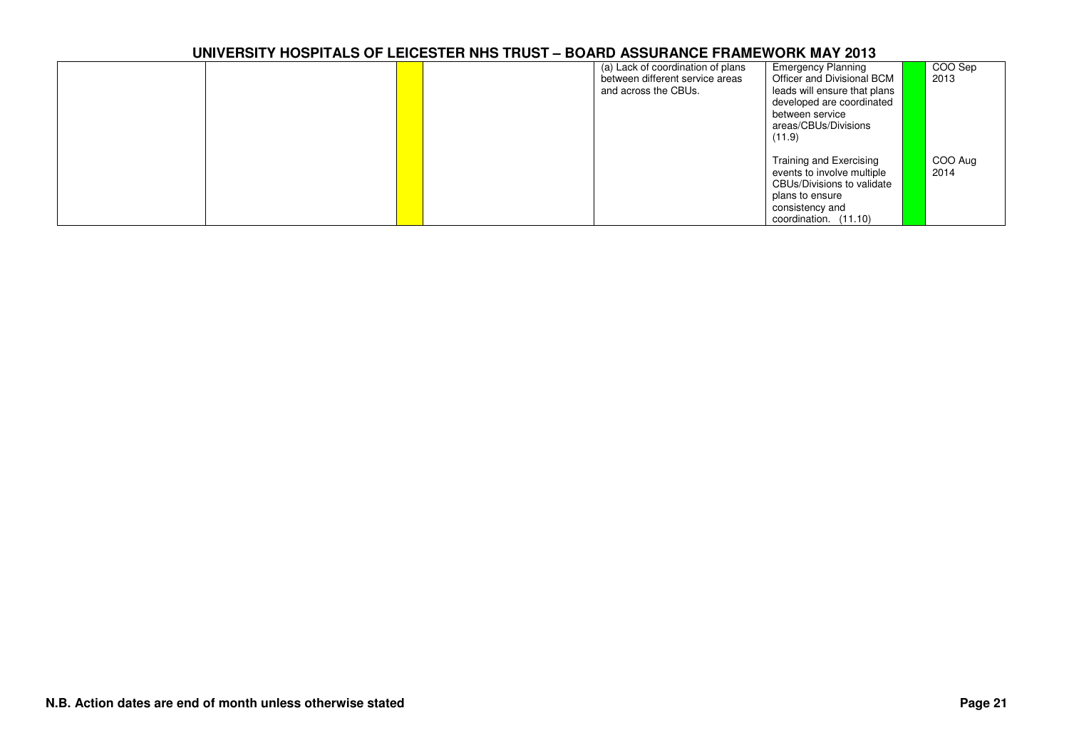| | | | | | | | |
|---|---|---|---|---|---|---|---|
| | | | | (a) Lack of coordination of plans between different service areas and across the CBUs. | Emergency Planning Officer and Divisional BCM leads will ensure that plans developed are coordinated between service areas/CBUs/Divisions (11.9) | | COO Sep 2013 |
| | | | | | Training and Exercising events to involve multiple CBUs/Divisions to validate plans to ensure consistency and coordination. (11.10) | | COO Aug 2014 |

N.B. Action dates are end of month unless otherwise stated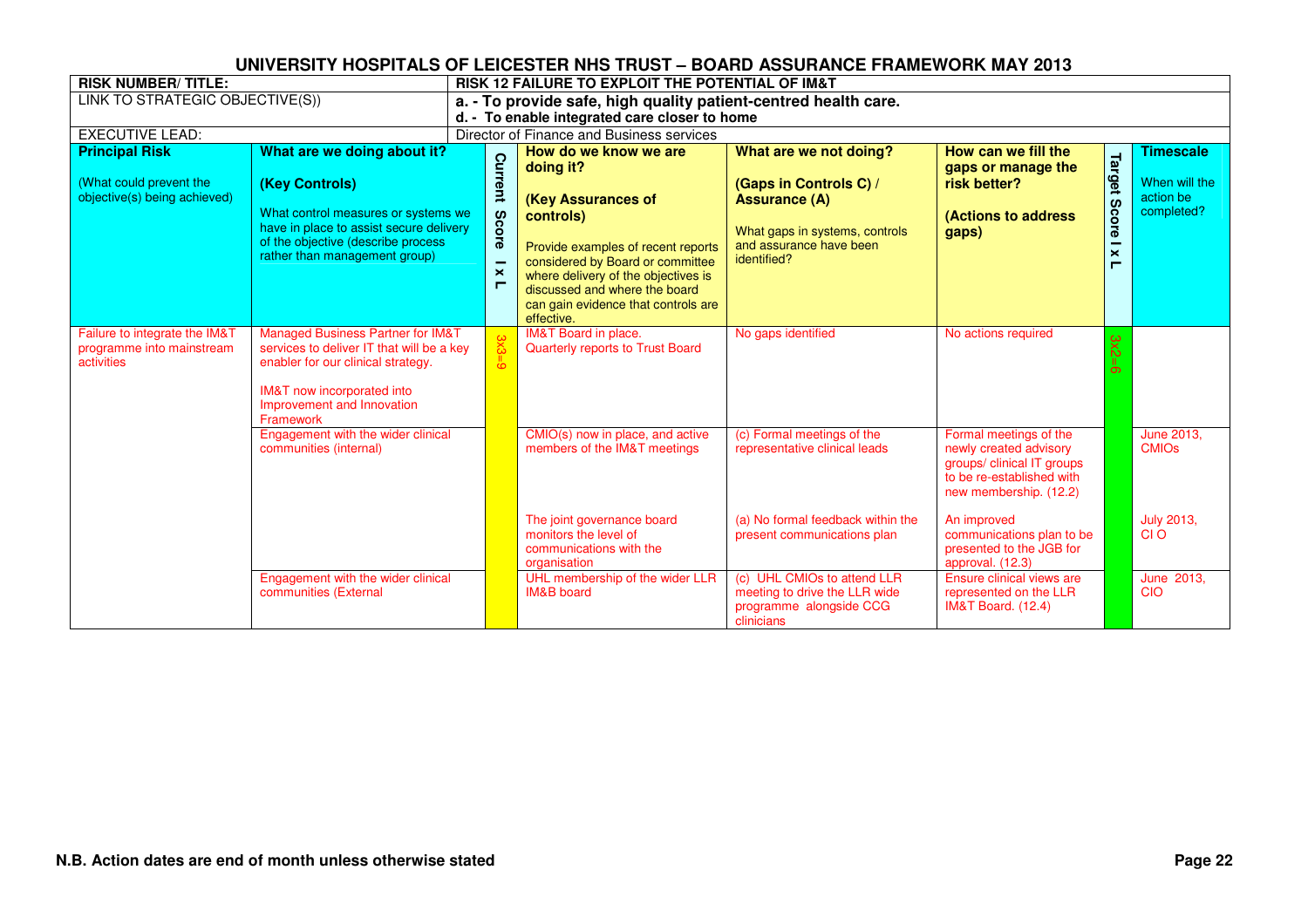# UNIVERSITY HOSPITALS OF LEICESTER NHS TRUST – BOARD ASSURANCE FRAMEWORK MAY 2013

| RISK NUMBER/ TITLE: | | RISK 12 FAILURE TO EXPLOIT THE POTENTIAL OF IM&T | | | | | |
|---|---|---|---|---|---|---|---|
| LINK TO STRATEGIC OBJECTIVE(S)) | | **a. - To provide safe, high quality patient-centred health care.**<br>**d. - To enable integrated care closer to home** | | | | | |
| EXECUTIVE LEAD: | | Director of Finance and Business services | | | | | |
| **Principal Risk**<br><br>(What could prevent the objective(s) being achieved) | **What are we doing about it?**<br><br>**(Key Controls)**<br><br>What control measures or systems we have in place to assist secure delivery of the objective (describe process rather than management group) | **Current Score I x L** | **How do we know we are doing it?**<br><br>**(Key Assurances of controls)**<br><br>Provide examples of recent reports considered by Board or committee where delivery of the objectives is discussed and where the board can gain evidence that controls are effective. | **What are we not doing?**<br><br>**(Gaps in Controls C) / Assurance (A)**<br><br>What gaps in systems, controls and assurance have been identified? | **How can we fill the gaps or manage the risk better?**<br><br>**(Actions to address gaps)** | **Target Score I x L** | **Timescale**<br><br>When will the action be completed? |
| Failure to integrate the IM&T programme into mainstream activities | Managed Business Partner for IM&T services to deliver IT that will be a key enabler for our clinical strategy.<br><br>IM&T now incorporated into Improvement and Innovation Framework | 3x3=9 | IM&T Board in place.<br>Quarterly reports to Trust Board | No gaps identified | No actions required | 3x2=6 | |
| | Engagement with the wider clinical communities (internal) | | CMIO(s) now in place, and active members of the IM&T meetings | (c) Formal meetings of the representative clinical leads | Formal meetings of the newly created advisory groups/ clinical IT groups to be re-established with new membership. (12.2) | | June 2013, CMIOs |
| | | | The joint governance board monitors the level of communications with the organisation | (a) No formal feedback within the present communications plan | An improved communications plan to be presented to the JGB for approval. (12.3) | | July 2013, CI O |
| | Engagement with the wider clinical communities (External | | UHL membership of the wider LLR IM&B board | (c) UHL CMIOs to attend LLR meeting to drive the LLR wide programme alongside CCG clinicians | Ensure clinical views are represented on the LLR IM&T Board. (12.4) | | June 2013, CIO |

**N.B. Action dates are end of month unless otherwise stated**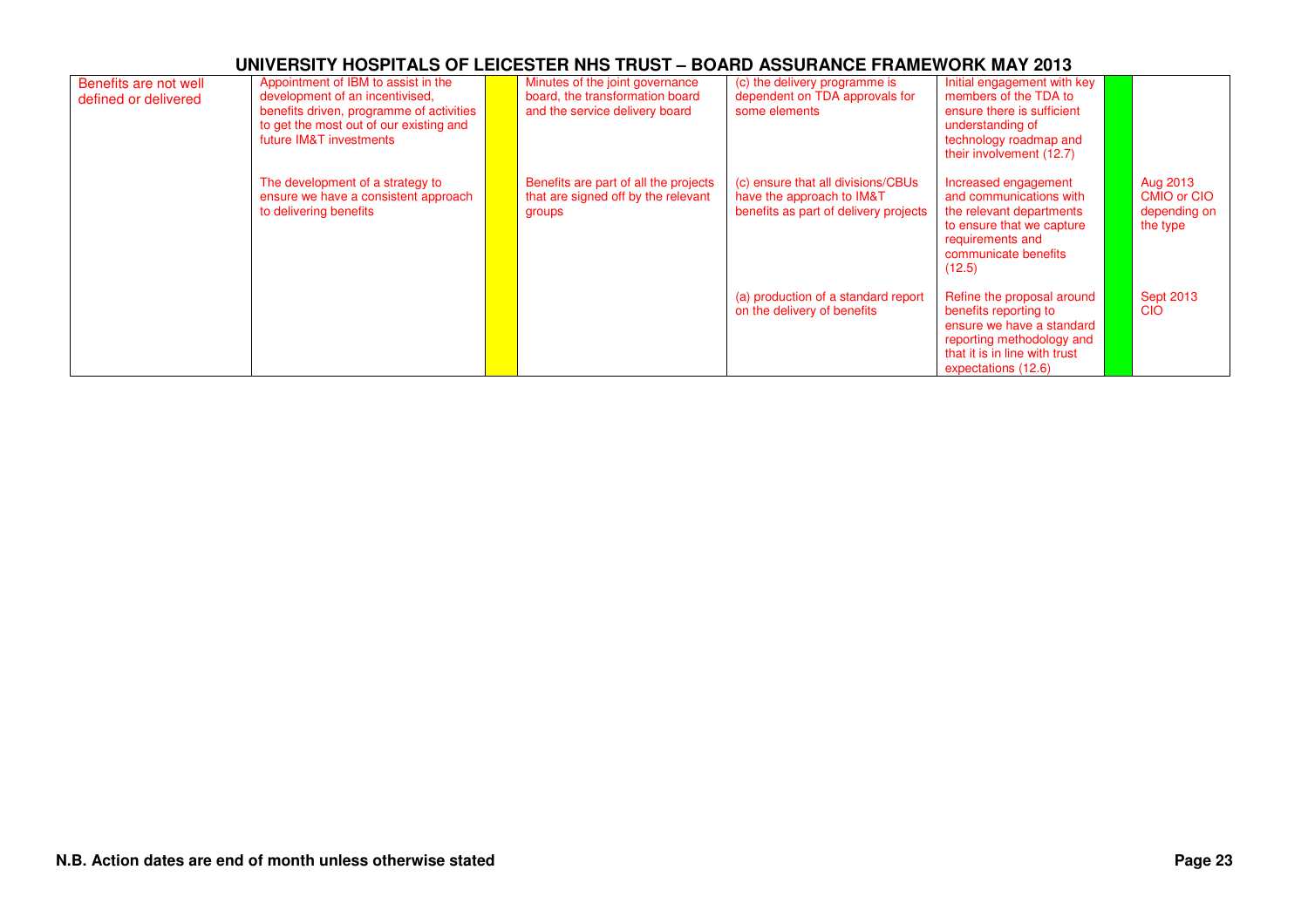## UNIVERSITY HOSPITALS OF LEICESTER NHS TRUST – BOARD ASSURANCE FRAMEWORK MAY 2013

| | | | | | | | |
|---|---|---|---|---|---|---|---|
| Benefits are not well defined or delivered | Appointment of IBM to assist in the development of an incentivised, benefits driven, programme of activities to get the most out of our existing and future IM&T investments | | Minutes of the joint governance board, the transformation board and the service delivery board | (c) the delivery programme is dependent on TDA approvals for some elements | Initial engagement with key members of the TDA to ensure there is sufficient understanding of technology roadmap and their involvement (12.7) | | |
| | The development of a strategy to ensure we have a consistent approach to delivering benefits | | Benefits are part of all the projects that are signed off by the relevant groups | (c) ensure that all divisions/CBUs have the approach to IM&T benefits as part of delivery projects | Increased engagement and communications with the relevant departments to ensure that we capture requirements and communicate benefits (12.5) | | Aug 2013 CMIO or CIO depending on the type |
| | | | | (a) production of a standard report on the delivery of benefits | Refine the proposal around benefits reporting to ensure we have a standard reporting methodology and that it is in line with trust expectations (12.6) | | Sept 2013 CIO |

**N.B. Action dates are end of month unless otherwise stated**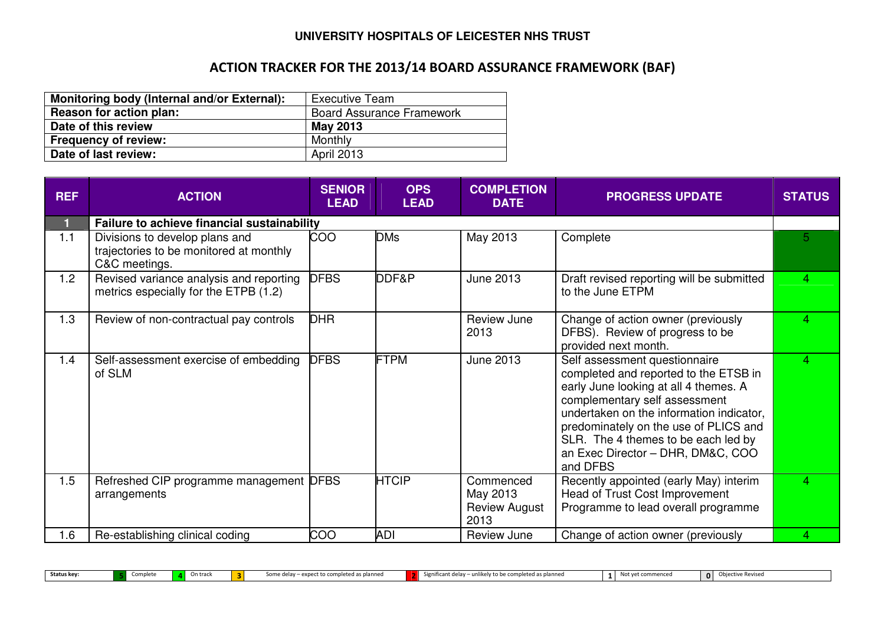**UNIVERSITY HOSPITALS OF LEICESTER NHS TRUST**

## ACTION TRACKER FOR THE 2013/14 BOARD ASSURANCE FRAMEWORK (BAF)

| **Monitoring body (Internal and/or External):** | Executive Team |
|---|---|
| **Reason for action plan:** | Board Assurance Framework |
| **Date of this review** | **May 2013** |
| **Frequency of review:** | Monthly |
| **Date of last review:** | April 2013 |

| REF | ACTION | SENIOR LEAD | OPS LEAD | COMPLETION DATE | PROGRESS UPDATE | STATUS |
|---|---|---|---|---|---|---|
| **1** | **Failure to achieve financial sustainability** | | | | | |
| 1.1 | Divisions to develop plans and trajectories to be monitored at monthly C&C meetings. | COO | DMs | May 2013 | Complete | 5 |
| 1.2 | Revised variance analysis and reporting metrics especially for the ETPB (1.2) | DFBS | DDF&P | June 2013 | Draft revised reporting will be submitted to the June ETPM | 4 |
| 1.3 | Review of non-contractual pay controls | DHR | | Review June 2013 | Change of action owner (previously DFBS). Review of progress to be provided next month. | 4 |
| 1.4 | Self-assessment exercise of embedding of SLM | DFBS | FTPM | June 2013 | Self assessment questionnaire completed and reported to the ETSB in early June looking at all 4 themes. A complementary self assessment undertaken on the information indicator, predominately on the use of PLICS and SLR. The 4 themes to be each led by an Exec Director – DHR, DM&C, COO and DFBS | 4 |
| 1.5 | Refreshed CIP programme management arrangements | DFBS | HTCIP | Commenced May 2013 Review August 2013 | Recently appointed (early May) interim Head of Trust Cost Improvement Programme to lead overall programme | 4 |
| 1.6 | Re-establishing clinical coding | COO | ADI | Review June | Change of action owner (previously | 4 |

| Status key: | 5 | Complete | 4 | On track | 3 | Some delay – expect to completed as planned | 2 | Significant delay – unlikely to be completed as planned | 1 | Not yet commenced | 0 | Objective Revised |
|---|---|---|---|---|---|---|---|---|---|---|---|---|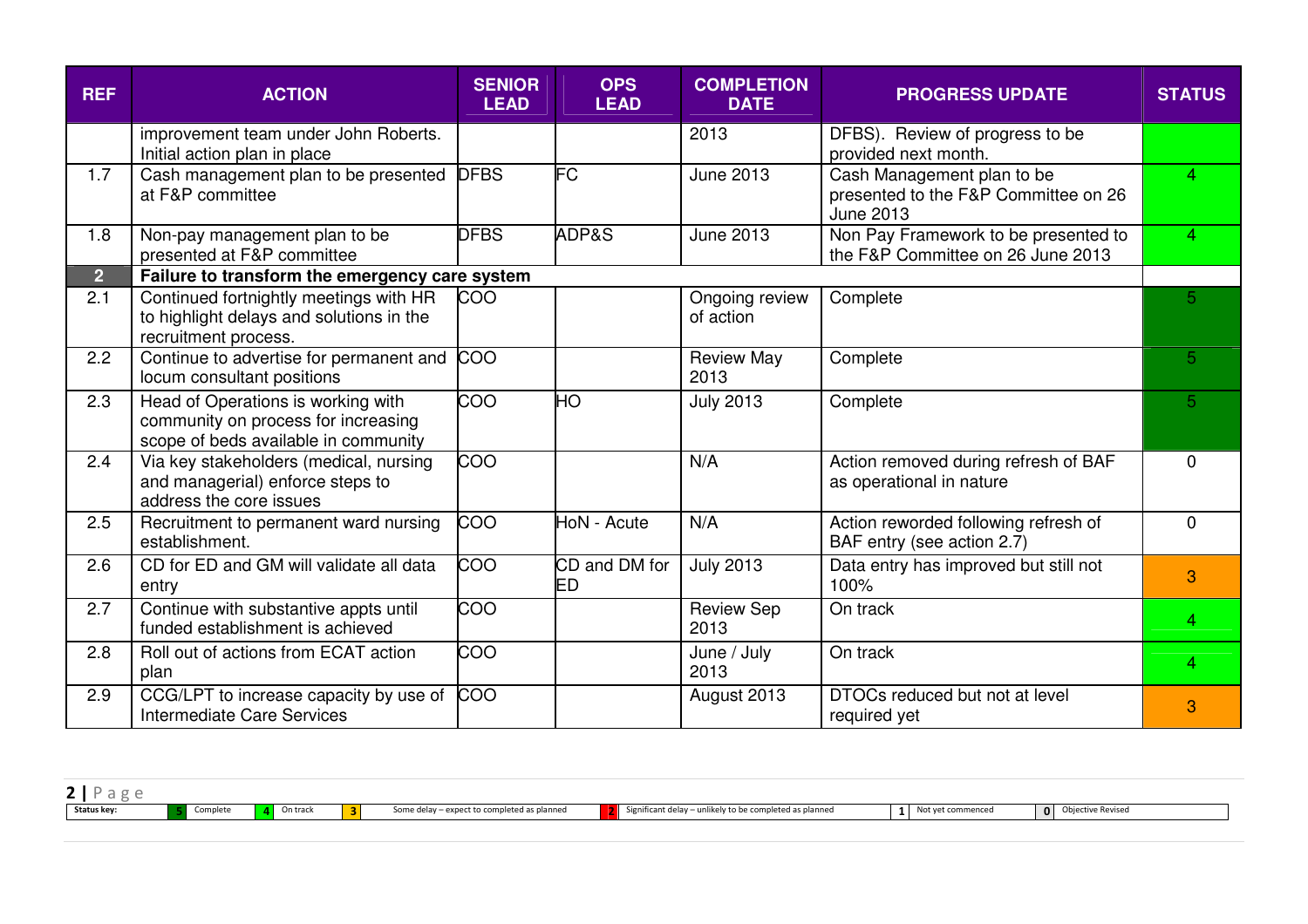| REF | ACTION | SENIOR LEAD | OPS LEAD | COMPLETION DATE | PROGRESS UPDATE | STATUS |
|---|---|---|---|---|---|---|
| | improvement team under John Roberts. Initial action plan in place | | | 2013 | DFBS). Review of progress to be provided next month. | |
| 1.7 | Cash management plan to be presented at F&P committee | DFBS | FC | June 2013 | Cash Management plan to be presented to the F&P Committee on 26 June 2013 | 4 |
| 1.8 | Non-pay management plan to be presented at F&P committee | DFBS | ADP&S | June 2013 | Non Pay Framework to be presented to the F&P Committee on 26 June 2013 | 4 |
| **2** | **Failure to transform the emergency care system** | | | | | |
| 2.1 | Continued fortnightly meetings with HR to highlight delays and solutions in the recruitment process. | COO | | Ongoing review of action | Complete | 5 |
| 2.2 | Continue to advertise for permanent and locum consultant positions | COO | | Review May 2013 | Complete | 5 |
| 2.3 | Head of Operations is working with community on process for increasing scope of beds available in community | COO | HO | July 2013 | Complete | 5 |
| 2.4 | Via key stakeholders (medical, nursing and managerial) enforce steps to address the core issues | COO | | N/A | Action removed during refresh of BAF as operational in nature | 0 |
| 2.5 | Recruitment to permanent ward nursing establishment. | COO | HoN - Acute | N/A | Action reworded following refresh of BAF entry (see action 2.7) | 0 |
| 2.6 | CD for ED and GM will validate all data entry | COO | CD and DM for ED | July 2013 | Data entry has improved but still not 100% | 3 |
| 2.7 | Continue with substantive appts until funded establishment is achieved | COO | | Review Sep 2013 | On track | 4 |
| 2.8 | Roll out of actions from ECAT action plan | COO | | June / July 2013 | On track | 4 |
| 2.9 | CCG/LPT to increase capacity by use of Intermediate Care Services | COO | | August 2013 | DTOCs reduced but not at level required yet | 3 |

| Status key: | 5 | Complete | 4 | On track | 3 | Some delay – expect to completed as planned | 2 | Significant delay – unlikely to be completed as planned | 1 | Not yet commenced | 0 | Objective Revised |
|---|---|---|---|---|---|---|---|---|---|---|---|---|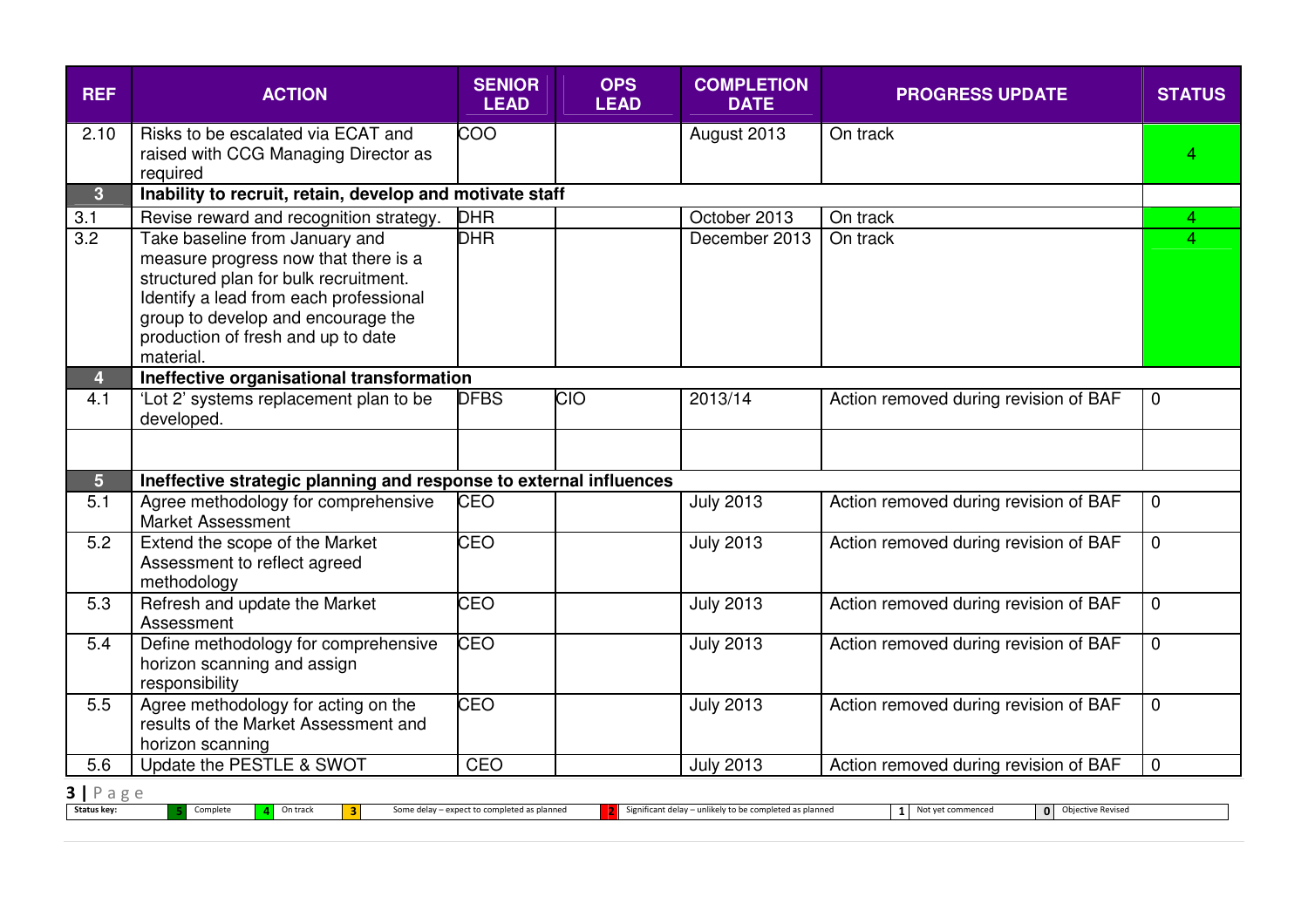| REF | ACTION | SENIOR LEAD | OPS LEAD | COMPLETION DATE | PROGRESS UPDATE | STATUS |
|---|---|---|---|---|---|---|
| 2.10 | Risks to be escalated via ECAT and raised with CCG Managing Director as required | COO | | August 2013 | On track | 4 |
| **3** | **Inability to recruit, retain, develop and motivate staff** | | | | | |
| 3.1 | Revise reward and recognition strategy. | DHR | | October 2013 | On track | 4 |
| 3.2 | Take baseline from January and measure progress now that there is a structured plan for bulk recruitment. Identify a lead from each professional group to develop and encourage the production of fresh and up to date material. | DHR | | December 2013 | On track | 4 |
| **4** | **Ineffective organisational transformation** | | | | | |
| 4.1 | 'Lot 2' systems replacement plan to be developed. | DFBS | CIO | 2013/14 | Action removed during revision of BAF | 0 |
| | | | | | | |
| **5** | **Ineffective strategic planning and response to external influences** | | | | | |
| 5.1 | Agree methodology for comprehensive Market Assessment | CEO | | July 2013 | Action removed during revision of BAF | 0 |
| 5.2 | Extend the scope of the Market Assessment to reflect agreed methodology | CEO | | July 2013 | Action removed during revision of BAF | 0 |
| 5.3 | Refresh and update the Market Assessment | CEO | | July 2013 | Action removed during revision of BAF | 0 |
| 5.4 | Define methodology for comprehensive horizon scanning and assign responsibility | CEO | | July 2013 | Action removed during revision of BAF | 0 |
| 5.5 | Agree methodology for acting on the results of the Market Assessment and horizon scanning | CEO | | July 2013 | Action removed during revision of BAF | 0 |
| 5.6 | Update the PESTLE & SWOT | CEO | | July 2013 | Action removed during revision of BAF | 0 |

| Status key: | 5 | Complete | 4 | On track | 3 | Some delay – expect to completed as planned | 2 | Significant delay – unlikely to be completed as planned | 1 | Not yet commenced | 0 | Objective Revised |
|---|---|---|---|---|---|---|---|---|---|---|---|---|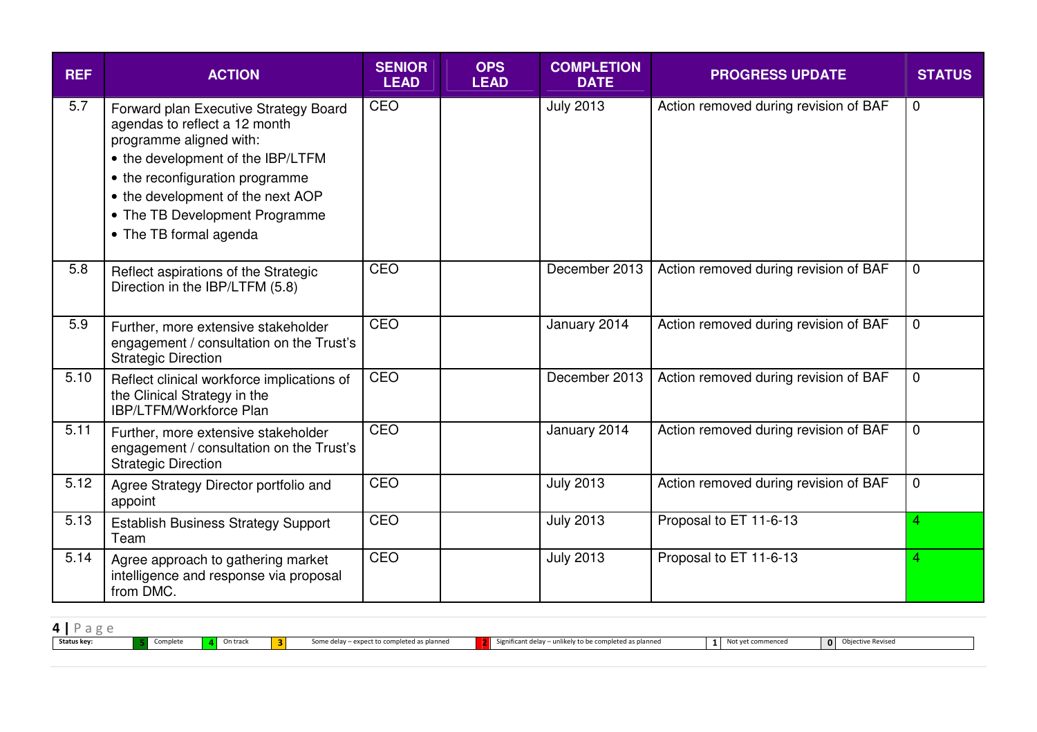| REF | ACTION | SENIOR LEAD | OPS LEAD | COMPLETION DATE | PROGRESS UPDATE | STATUS |
|---|---|---|---|---|---|---|
| 5.7 | Forward plan Executive Strategy Board agendas to reflect a 12 month programme aligned with:<br>• the development of the IBP/LTFM<br>• the reconfiguration programme<br>• the development of the next AOP<br>• The TB Development Programme<br>• The TB formal agenda | CEO | | July 2013 | Action removed during revision of BAF | 0 |
| 5.8 | Reflect aspirations of the Strategic Direction in the IBP/LTFM (5.8) | CEO | | December 2013 | Action removed during revision of BAF | 0 |
| 5.9 | Further, more extensive stakeholder engagement / consultation on the Trust's Strategic Direction | CEO | | January 2014 | Action removed during revision of BAF | 0 |
| 5.10 | Reflect clinical workforce implications of the Clinical Strategy in the IBP/LTFM/Workforce Plan | CEO | | December 2013 | Action removed during revision of BAF | 0 |
| 5.11 | Further, more extensive stakeholder engagement / consultation on the Trust's Strategic Direction | CEO | | January 2014 | Action removed during revision of BAF | 0 |
| 5.12 | Agree Strategy Director portfolio and appoint | CEO | | July 2013 | Action removed during revision of BAF | 0 |
| 5.13 | Establish Business Strategy Support Team | CEO | | July 2013 | Proposal to ET 11-6-13 | 4 |
| 5.14 | Agree approach to gathering market intelligence and response via proposal from DMC. | CEO | | July 2013 | Proposal to ET 11-6-13 | 4 |

| Status key: | 5 | Complete | 4 | On track | 3 | Some delay – expect to completed as planned | 2 | Significant delay – unlikely to be completed as planned | 1 | Not yet commenced | 0 | Objective Revised |
|---|---|---|---|---|---|---|---|---|---|---|---|---|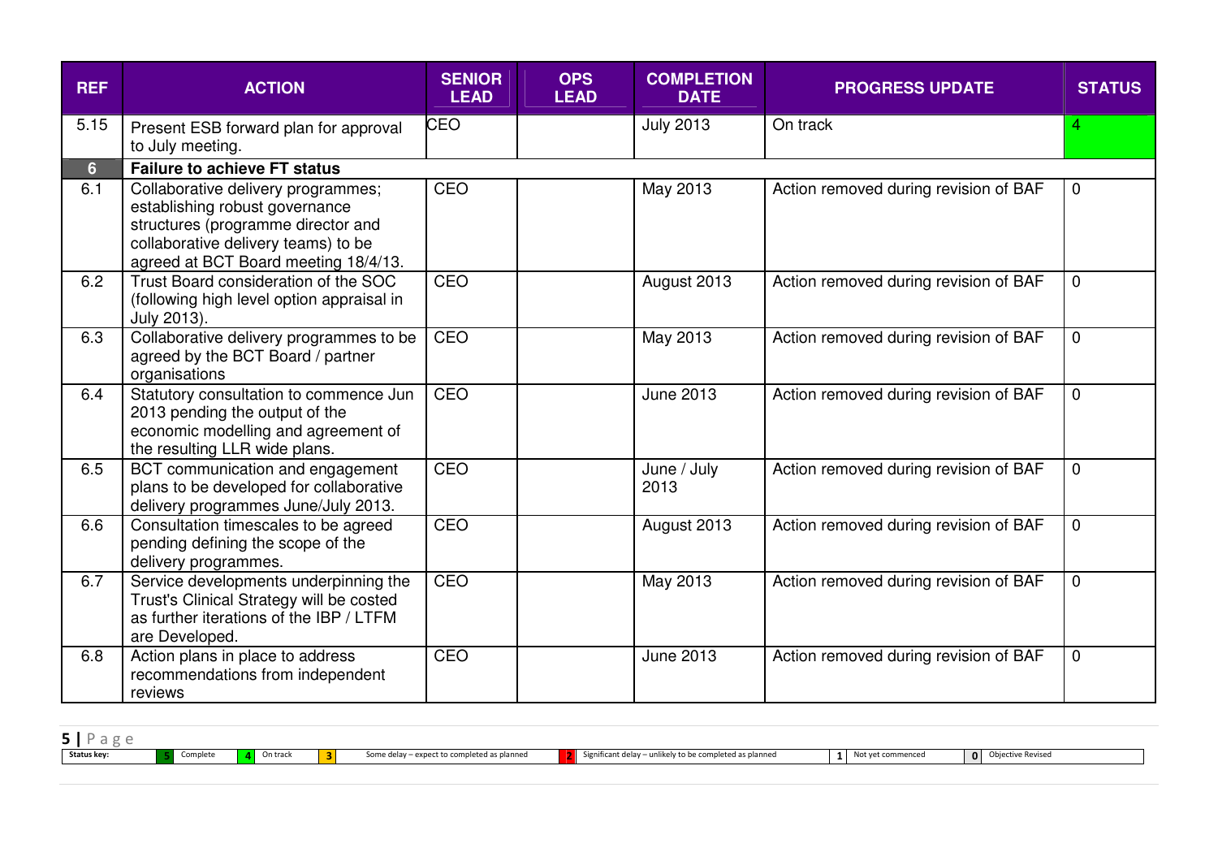| REF | ACTION | SENIOR LEAD | OPS LEAD | COMPLETION DATE | PROGRESS UPDATE | STATUS |
|---|---|---|---|---|---|---|
| 5.15 | Present ESB forward plan for approval to July meeting. | CEO | | July 2013 | On track | 4 |
| **6** | **Failure to achieve FT status** | | | | | |
| 6.1 | Collaborative delivery programmes; establishing robust governance structures (programme director and collaborative delivery teams) to be agreed at BCT Board meeting 18/4/13. | CEO | | May 2013 | Action removed during revision of BAF | 0 |
| 6.2 | Trust Board consideration of the SOC (following high level option appraisal in July 2013). | CEO | | August 2013 | Action removed during revision of BAF | 0 |
| 6.3 | Collaborative delivery programmes to be agreed by the BCT Board / partner organisations | CEO | | May 2013 | Action removed during revision of BAF | 0 |
| 6.4 | Statutory consultation to commence Jun 2013 pending the output of the economic modelling and agreement of the resulting LLR wide plans. | CEO | | June 2013 | Action removed during revision of BAF | 0 |
| 6.5 | BCT communication and engagement plans to be developed for collaborative delivery programmes June/July 2013. | CEO | | June / July 2013 | Action removed during revision of BAF | 0 |
| 6.6 | Consultation timescales to be agreed pending defining the scope of the delivery programmes. | CEO | | August 2013 | Action removed during revision of BAF | 0 |
| 6.7 | Service developments underpinning the Trust's Clinical Strategy will be costed as further iterations of the IBP / LTFM are Developed. | CEO | | May 2013 | Action removed during revision of BAF | 0 |
| 6.8 | Action plans in place to address recommendations from independent reviews | CEO | | June 2013 | Action removed during revision of BAF | 0 |

| Status key: | 5 | Complete | 4 | On track | 3 | Some delay – expect to completed as planned | 2 | Significant delay – unlikely to be completed as planned | 1 | Not yet commenced | 0 | Objective Revised |
|---|---|---|---|---|---|---|---|---|---|---|---|---|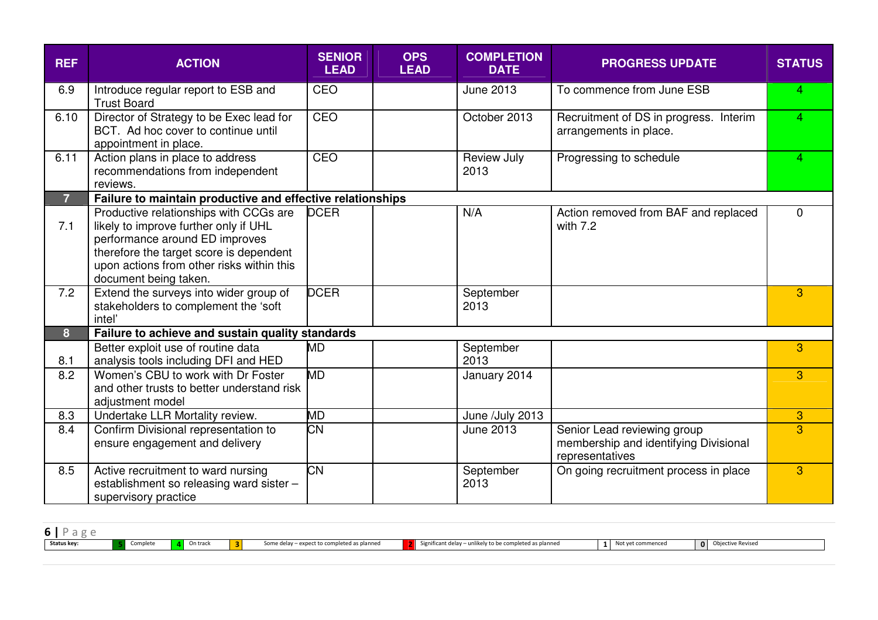| REF | ACTION | SENIOR LEAD | OPS LEAD | COMPLETION DATE | PROGRESS UPDATE | STATUS |
|---|---|---|---|---|---|---|
| 6.9 | Introduce regular report to ESB and Trust Board | CEO | | June 2013 | To commence from June ESB | 4 |
| 6.10 | Director of Strategy to be Exec lead for BCT. Ad hoc cover to continue until appointment in place. | CEO | | October 2013 | Recruitment of DS in progress. Interim arrangements in place. | 4 |
| 6.11 | Action plans in place to address recommendations from independent reviews. | CEO | | Review July 2013 | Progressing to schedule | 4 |
| **7** | **Failure to maintain productive and effective relationships** | | | | | |
| 7.1 | Productive relationships with CCGs are likely to improve further only if UHL performance around ED improves therefore the target score is dependent upon actions from other risks within this document being taken. | DCER | | N/A | Action removed from BAF and replaced with 7.2 | 0 |
| 7.2 | Extend the surveys into wider group of stakeholders to complement the 'soft intel' | DCER | | September 2013 | | 3 |
| **8** | **Failure to achieve and sustain quality standards** | | | | | |
| 8.1 | Better exploit use of routine data analysis tools including DFI and HED | MD | | September 2013 | | 3 |
| 8.2 | Women's CBU to work with Dr Foster and other trusts to better understand risk adjustment model | MD | | January 2014 | | 3 |
| 8.3 | Undertake LLR Mortality review. | MD | | June /July 2013 | | 3 |
| 8.4 | Confirm Divisional representation to ensure engagement and delivery | CN | | June 2013 | Senior Lead reviewing group membership and identifying Divisional representatives | 3 |
| 8.5 | Active recruitment to ward nursing establishment so releasing ward sister – supervisory practice | CN | | September 2013 | On going recruitment process in place | 3 |

| Status key: | 5 | Complete | 4 | On track | 3 | Some delay – expect to completed as planned | 2 | Significant delay – unlikely to be completed as planned | 1 | Not yet commenced | 0 | Objective Revised |
|---|---|---|---|---|---|---|---|---|---|---|---|---|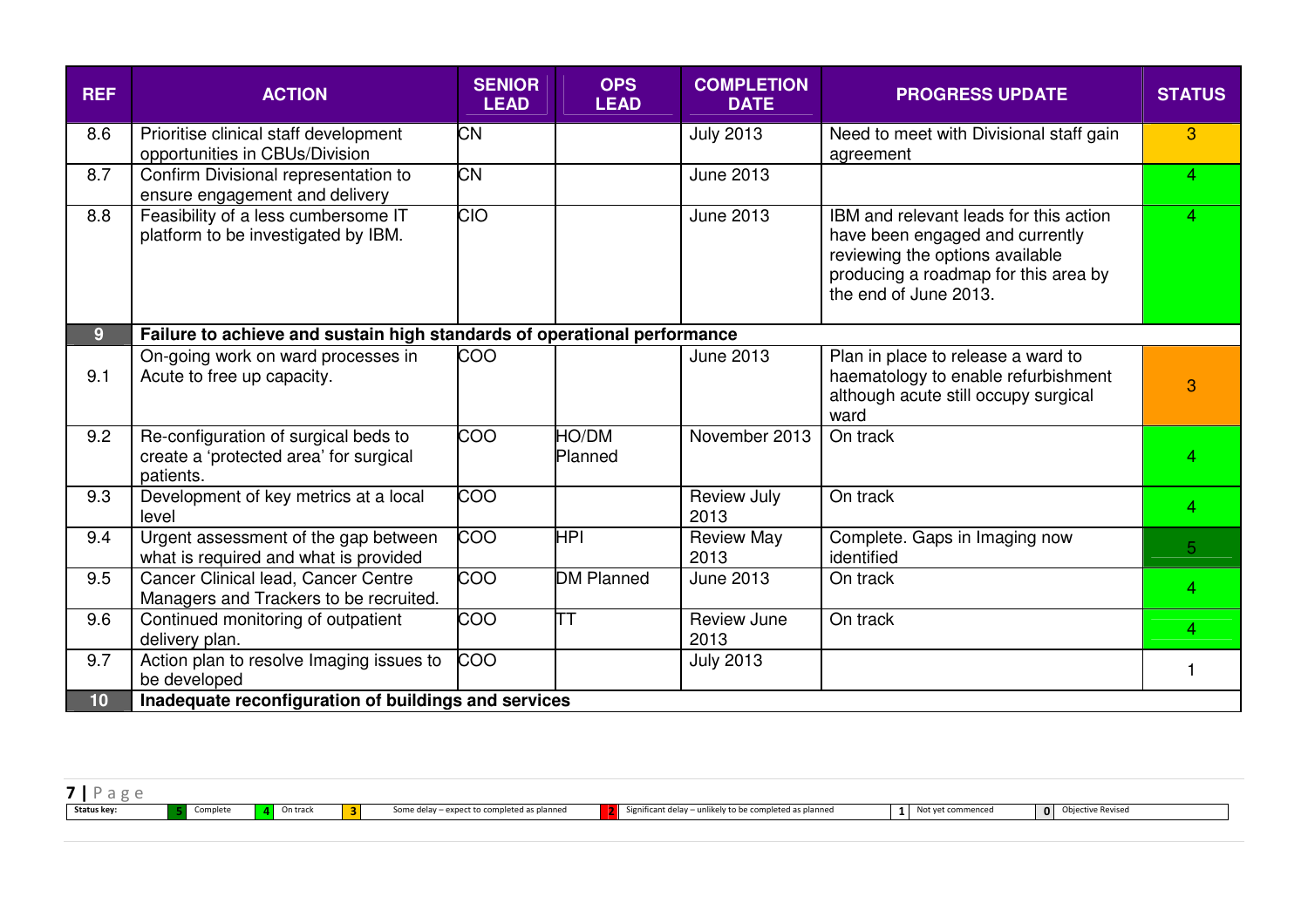| REF | ACTION | SENIOR LEAD | OPS LEAD | COMPLETION DATE | PROGRESS UPDATE | STATUS |
|---|---|---|---|---|---|---|
| 8.6 | Prioritise clinical staff development opportunities in CBUs/Division | CN | | July 2013 | Need to meet with Divisional staff gain agreement | 3 |
| 8.7 | Confirm Divisional representation to ensure engagement and delivery | CN | | June 2013 | | 4 |
| 8.8 | Feasibility of a less cumbersome IT platform to be investigated by IBM. | CIO | | June 2013 | IBM and relevant leads for this action have been engaged and currently reviewing the options available producing a roadmap for this area by the end of June 2013. | 4 |
| **9** | **Failure to achieve and sustain high standards of operational performance** | | | | | |
| 9.1 | On-going work on ward processes in Acute to free up capacity. | COO | | June 2013 | Plan in place to release a ward to haematology to enable refurbishment although acute still occupy surgical ward | 3 |
| 9.2 | Re-configuration of surgical beds to create a 'protected area' for surgical patients. | COO | HO/DM Planned | November 2013 | On track | 4 |
| 9.3 | Development of key metrics at a local level | COO | | Review July 2013 | On track | 4 |
| 9.4 | Urgent assessment of the gap between what is required and what is provided | COO | HPI | Review May 2013 | Complete. Gaps in Imaging now identified | 5 |
| 9.5 | Cancer Clinical lead, Cancer Centre Managers and Trackers to be recruited. | COO | DM Planned | June 2013 | On track | 4 |
| 9.6 | Continued monitoring of outpatient delivery plan. | COO | TT | Review June 2013 | On track | 4 |
| 9.7 | Action plan to resolve Imaging issues to be developed | COO | | July 2013 | | 1 |
| **10** | **Inadequate reconfiguration of buildings and services** | | | | | |

| Status key: | 5 | Complete | 4 | On track | 3 | Some delay – expect to completed as planned | 2 | Significant delay – unlikely to be completed as planned | 1 | Not yet commenced | 0 | Objective Revised |
|---|---|---|---|---|---|---|---|---|---|---|---|---|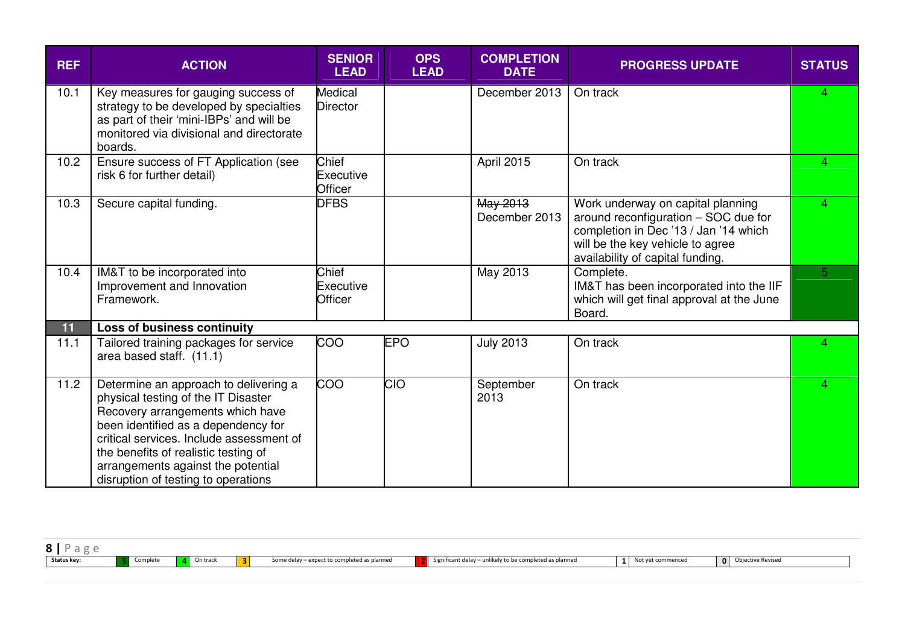| REF | ACTION | SENIOR LEAD | OPS LEAD | COMPLETION DATE | PROGRESS UPDATE | STATUS |
|---|---|---|---|---|---|---|
| 10.1 | Key measures for gauging success of strategy to be developed by specialties as part of their 'mini-IBPs' and will be monitored via divisional and directorate boards. | Medical Director | | December 2013 | On track | 4 |
| 10.2 | Ensure success of FT Application (see risk 6 for further detail) | Chief Executive Officer | | April 2015 | On track | 4 |
| 10.3 | Secure capital funding. | DFBS | | ~~May 2013~~ December 2013 | Work underway on capital planning around reconfiguration – SOC due for completion in Dec '13 / Jan '14 which will be the key vehicle to agree availability of capital funding. | 4 |
| 10.4 | IM&T to be incorporated into Improvement and Innovation Framework. | Chief Executive Officer | | May 2013 | Complete. IM&T has been incorporated into the IIF which will get final approval at the June Board. | 5 |
| **11** | **Loss of business continuity** | | | | | |
| 11.1 | Tailored training packages for service area based staff. (11.1) | COO | EPO | July 2013 | On track | 4 |
| 11.2 | Determine an approach to delivering a physical testing of the IT Disaster Recovery arrangements which have been identified as a dependency for critical services. Include assessment of the benefits of realistic testing of arrangements against the potential disruption of testing to operations | COO | CIO | September 2013 | On track | 4 |

Status key: 5 Complete | 4 On track | 3 Some delay – expect to completed as planned | 2 Significant delay – unlikely to be completed as planned | 1 Not yet commenced | 0 Objective Revised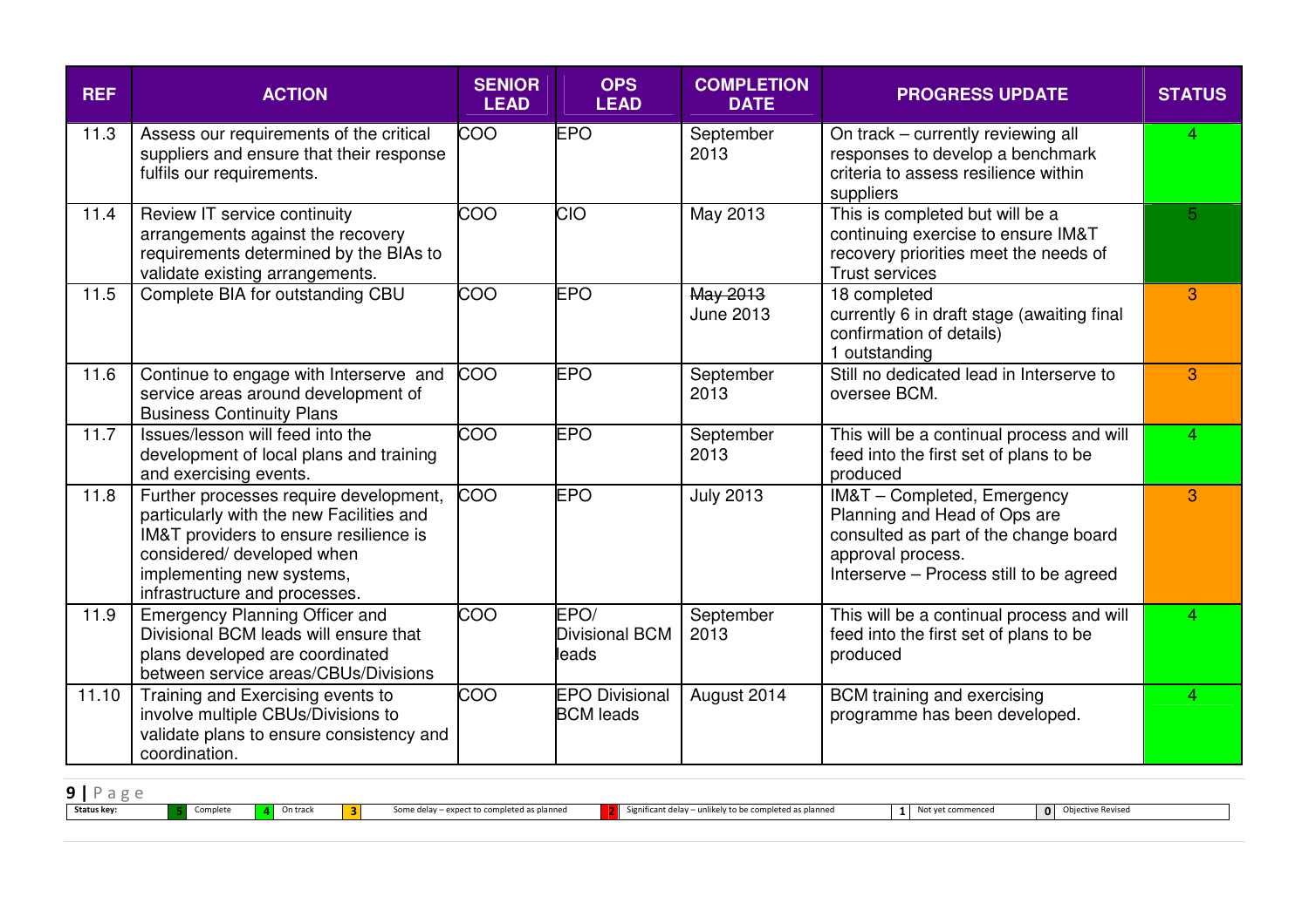| REF | ACTION | SENIOR LEAD | OPS LEAD | COMPLETION DATE | PROGRESS UPDATE | STATUS |
|---|---|---|---|---|---|---|
| 11.3 | Assess our requirements of the critical suppliers and ensure that their response fulfils our requirements. | COO | EPO | September 2013 | On track – currently reviewing all responses to develop a benchmark criteria to assess resilience within suppliers | 4 |
| 11.4 | Review IT service continuity arrangements against the recovery requirements determined by the BIAs to validate existing arrangements. | COO | CIO | May 2013 | This is completed but will be a continuing exercise to ensure IM&T recovery priorities meet the needs of Trust services | 5 |
| 11.5 | Complete BIA for outstanding CBU | COO | EPO | ~~May 2013~~ June 2013 | 18 completed<br>currently 6 in draft stage (awaiting final confirmation of details)<br>1 outstanding | 3 |
| 11.6 | Continue to engage with Interserve and service areas around development of Business Continuity Plans | COO | EPO | September 2013 | Still no dedicated lead in Interserve to oversee BCM. | 3 |
| 11.7 | Issues/lesson will feed into the development of local plans and training and exercising events. | COO | EPO | September 2013 | This will be a continual process and will feed into the first set of plans to be produced | 4 |
| 11.8 | Further processes require development, particularly with the new Facilities and IM&T providers to ensure resilience is considered/ developed when implementing new systems, infrastructure and processes. | COO | EPO | July 2013 | IM&T – Completed, Emergency Planning and Head of Ops are consulted as part of the change board approval process.<br>Interserve – Process still to be agreed | 3 |
| 11.9 | Emergency Planning Officer and Divisional BCM leads will ensure that plans developed are coordinated between service areas/CBUs/Divisions | COO | EPO/ Divisional BCM leads | September 2013 | This will be a continual process and will feed into the first set of plans to be produced | 4 |
| 11.10 | Training and Exercising events to involve multiple CBUs/Divisions to validate plans to ensure consistency and coordination. | COO | EPO Divisional BCM leads | August 2014 | BCM training and exercising programme has been developed. | 4 |

| Status key: | 5 | Complete | 4 | On track | 3 | Some delay – expect to completed as planned | 2 | Significant delay – unlikely to be completed as planned | 1 | Not yet commenced | 0 | Objective Revised |
|---|---|---|---|---|---|---|---|---|---|---|---|---|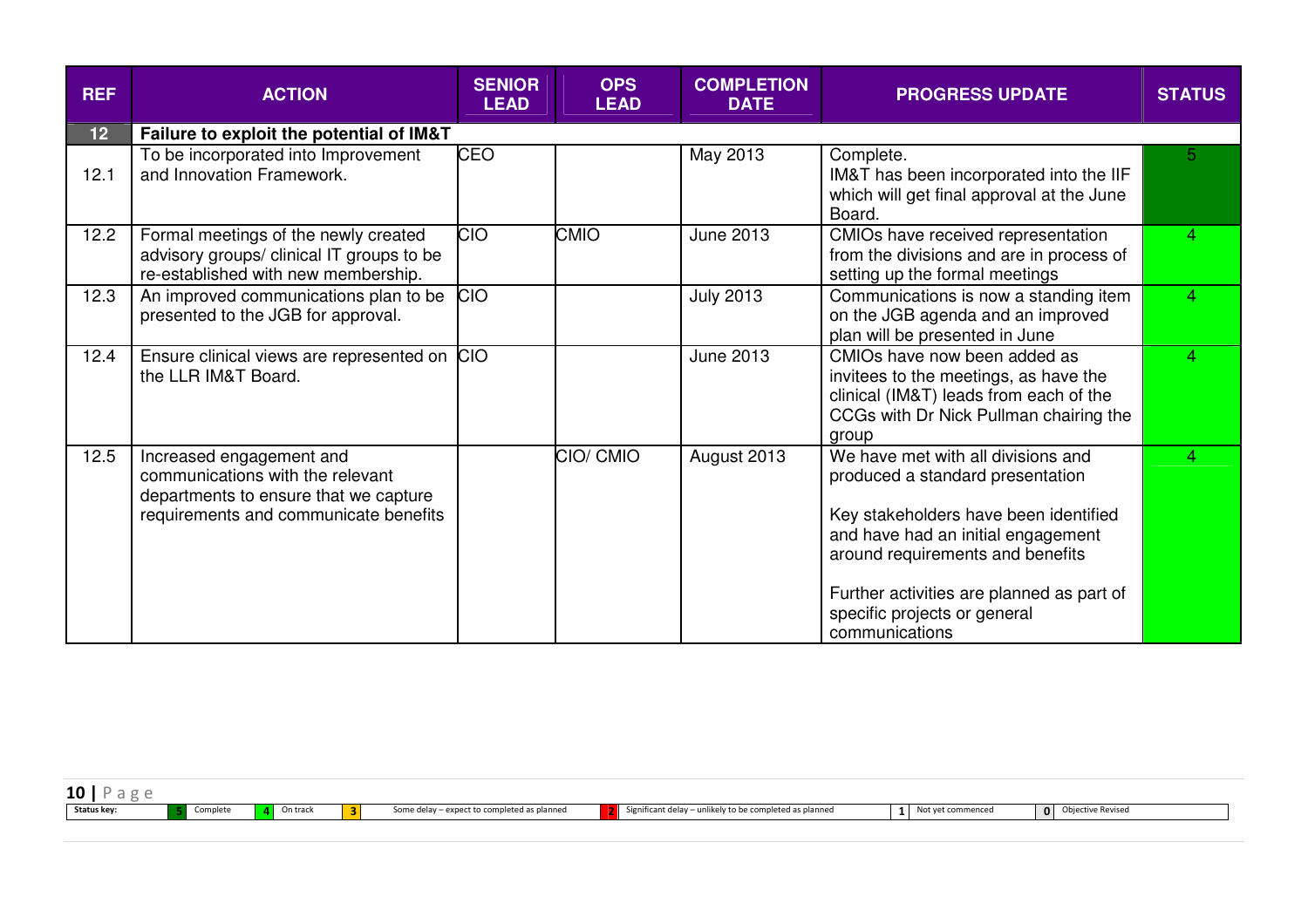| REF | ACTION | SENIOR LEAD | OPS LEAD | COMPLETION DATE | PROGRESS UPDATE | STATUS |
|---|---|---|---|---|---|---|
| **12** | **Failure to exploit the potential of IM&T** | | | | | |
| 12.1 | To be incorporated into Improvement and Innovation Framework. | CEO | | May 2013 | Complete. IM&T has been incorporated into the IIF which will get final approval at the June Board. | 5 |
| 12.2 | Formal meetings of the newly created advisory groups/ clinical IT groups to be re-established with new membership. | CIO | CMIO | June 2013 | CMIOs have received representation from the divisions and are in process of setting up the formal meetings | 4 |
| 12.3 | An improved communications plan to be presented to the JGB for approval. | CIO | | July 2013 | Communications is now a standing item on the JGB agenda and an improved plan will be presented in June | 4 |
| 12.4 | Ensure clinical views are represented on the LLR IM&T Board. | CIO | | June 2013 | CMIOs have now been added as invitees to the meetings, as have the clinical (IM&T) leads from each of the CCGs with Dr Nick Pullman chairing the group | 4 |
| 12.5 | Increased engagement and communications with the relevant departments to ensure that we capture requirements and communicate benefits | | CIO/ CMIO | August 2013 | We have met with all divisions and produced a standard presentation<br><br>Key stakeholders have been identified and have had an initial engagement around requirements and benefits<br><br>Further activities are planned as part of specific projects or general communications | 4 |

**Status key:** 5 Complete | 4 On track | 3 Some delay – expect to completed as planned | 2 Significant delay – unlikely to be completed as planned | 1 Not yet commenced | 0 Objective Revised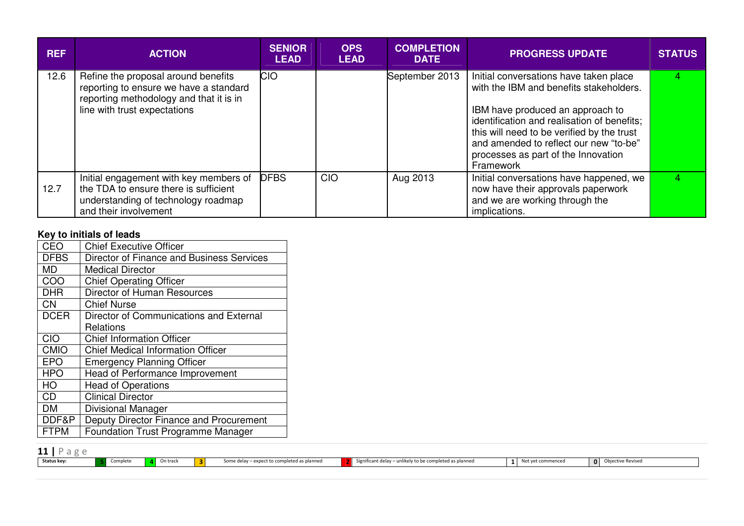| REF | ACTION | SENIOR LEAD | OPS LEAD | COMPLETION DATE | PROGRESS UPDATE | STATUS |
|---|---|---|---|---|---|---|
| 12.6 | Refine the proposal around benefits reporting to ensure we have a standard reporting methodology and that it is in line with trust expectations | CIO | | September 2013 | Initial conversations have taken place with the IBM and benefits stakeholders.<br><br>IBM have produced an approach to identification and realisation of benefits; this will need to be verified by the trust and amended to reflect our new "to-be" processes as part of the Innovation Framework | 4 |
| 12.7 | Initial engagement with key members of the TDA to ensure there is sufficient understanding of technology roadmap and their involvement | DFBS | CIO | Aug 2013 | Initial conversations have happened, we now have their approvals paperwork and we are working through the implications. | 4 |

**Key to initials of leads**

| | |
|---|---|
| CEO | Chief Executive Officer |
| DFBS | Director of Finance and Business Services |
| MD | Medical Director |
| COO | Chief Operating Officer |
| DHR | Director of Human Resources |
| CN | Chief Nurse |
| DCER | Director of Communications and External Relations |
| CIO | Chief Information Officer |
| CMIO | Chief Medical Information Officer |
| EPO | Emergency Planning Officer |
| HPO | Head of Performance Improvement |
| HO | Head of Operations |
| CD | Clinical Director |
| DM | Divisional Manager |
| DDF&P | Deputy Director Finance and Procurement |
| FTPM | Foundation Trust Programme Manager |

| Status key: | 5 | Complete | 4 | On track | 3 | Some delay – expect to completed as planned | 2 | Significant delay – unlikely to be completed as planned | 1 | Not yet commenced | 0 | Objective Revised |
|---|---|---|---|---|---|---|---|---|---|---|---|---|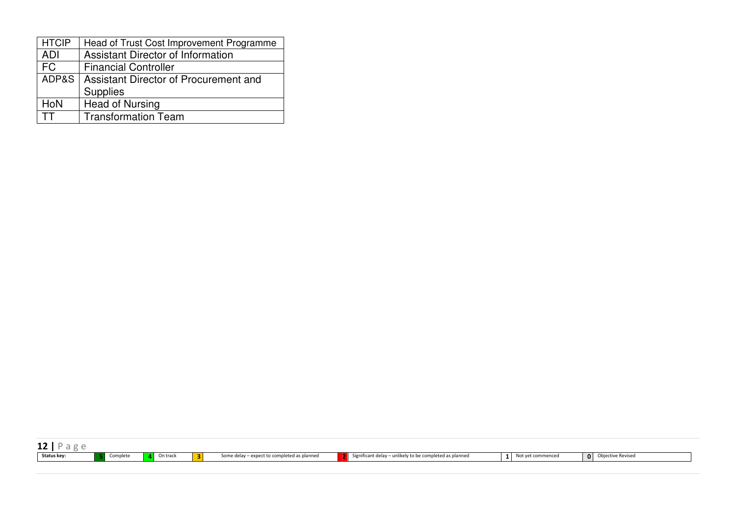| HTCIP | Head of Trust Cost Improvement Programme |
|---|---|
| ADI | Assistant Director of Information |
| FC | Financial Controller |
| ADP&S | Assistant Director of Procurement and Supplies |
| HoN | Head of Nursing |
| TT | Transformation Team |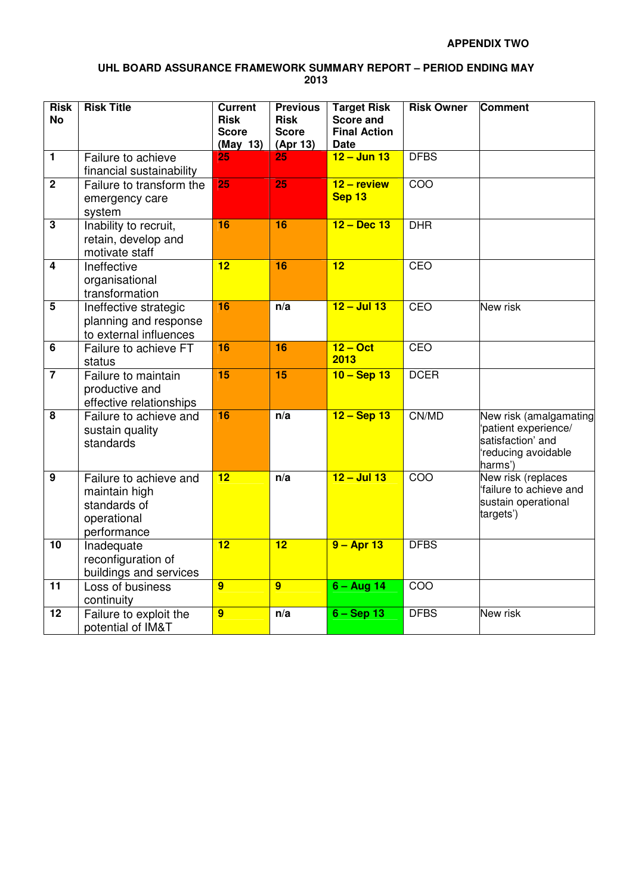**APPENDIX TWO**

**UHL BOARD ASSURANCE FRAMEWORK SUMMARY REPORT – PERIOD ENDING MAY 2013**

| Risk No | Risk Title | Current Risk Score (May 13) | Previous Risk Score (Apr 13) | Target Risk Score and Final Action Date | Risk Owner | Comment |
|---|---|---|---|---|---|---|
| 1 | Failure to achieve financial sustainability | 25 | 25 | 12 – Jun 13 | DFBS | |
| 2 | Failure to transform the emergency care system | 25 | 25 | 12 – review Sep 13 | COO | |
| 3 | Inability to recruit, retain, develop and motivate staff | 16 | 16 | 12 – Dec 13 | DHR | |
| 4 | Ineffective organisational transformation | 12 | 16 | 12 | CEO | |
| 5 | Ineffective strategic planning and response to external influences | 16 | n/a | 12 – Jul 13 | CEO | New risk |
| 6 | Failure to achieve FT status | 16 | 16 | 12 – Oct 2013 | CEO | |
| 7 | Failure to maintain productive and effective relationships | 15 | 15 | 10 – Sep 13 | DCER | |
| 8 | Failure to achieve and sustain quality standards | 16 | n/a | 12 – Sep 13 | CN/MD | New risk (amalgamating 'patient experience/ satisfaction' and 'reducing avoidable harms') |
| 9 | Failure to achieve and maintain high standards of operational performance | 12 | n/a | 12 – Jul 13 | COO | New risk (replaces 'failure to achieve and sustain operational targets') |
| 10 | Inadequate reconfiguration of buildings and services | 12 | 12 | 9 – Apr 13 | DFBS | |
| 11 | Loss of business continuity | 9 | 9 | 6 – Aug 14 | COO | |
| 12 | Failure to exploit the potential of IM&T | 9 | n/a | 6 – Sep 13 | DFBS | New risk |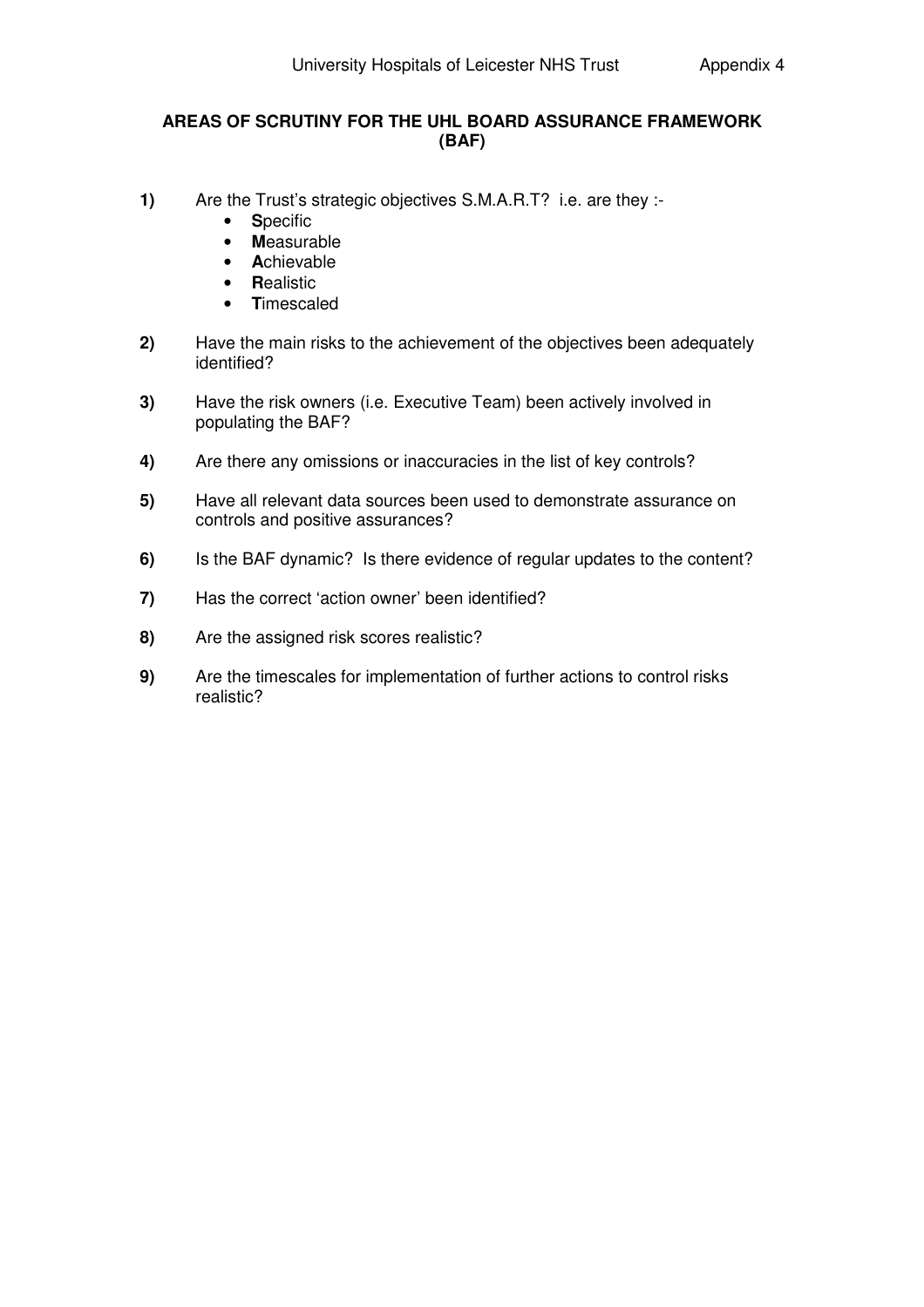## AREAS OF SCRUTINY FOR THE UHL BOARD ASSURANCE FRAMEWORK (BAF)

**1)** Are the Trust's strategic objectives S.M.A.R.T? i.e. are they :-

- **S**pecific
- **M**easurable
- **A**chievable
- **R**ealistic
- **T**imescaled

**2)** Have the main risks to the achievement of the objectives been adequately identified?

**3)** Have the risk owners (i.e. Executive Team) been actively involved in populating the BAF?

**4)** Are there any omissions or inaccuracies in the list of key controls?

**5)** Have all relevant data sources been used to demonstrate assurance on controls and positive assurances?

**6)** Is the BAF dynamic? Is there evidence of regular updates to the content?

**7)** Has the correct 'action owner' been identified?

**8)** Are the assigned risk scores realistic?

**9)** Are the timescales for implementation of further actions to control risks realistic?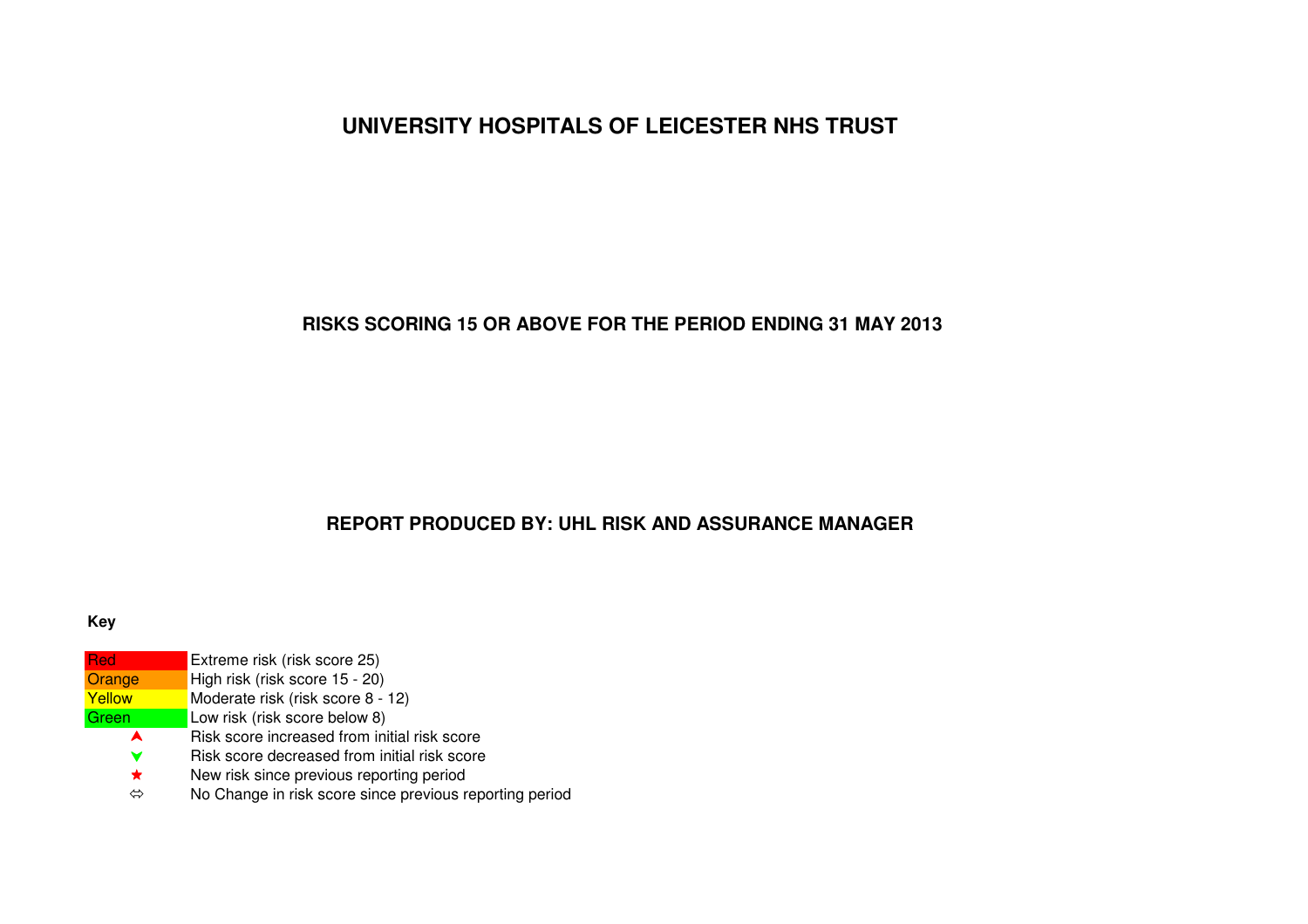# UNIVERSITY HOSPITALS OF LEICESTER NHS TRUST

## RISKS SCORING 15 OR ABOVE FOR THE PERIOD ENDING 31 MAY 2013

## REPORT PRODUCED BY: UHL RISK AND ASSURANCE MANAGER

**Key**

| | |
|---|---|
| Red | Extreme risk (risk score 25) |
| Orange | High risk (risk score 15 - 20) |
| Yellow | Moderate risk (risk score 8 - 12) |
| Green | Low risk (risk score below 8) |
| ▲ | Risk score increased from initial risk score |
| ▼ | Risk score decreased from initial risk score |
| ★ | New risk since previous reporting period |
| ⇔ | No Change in risk score since previous reporting period |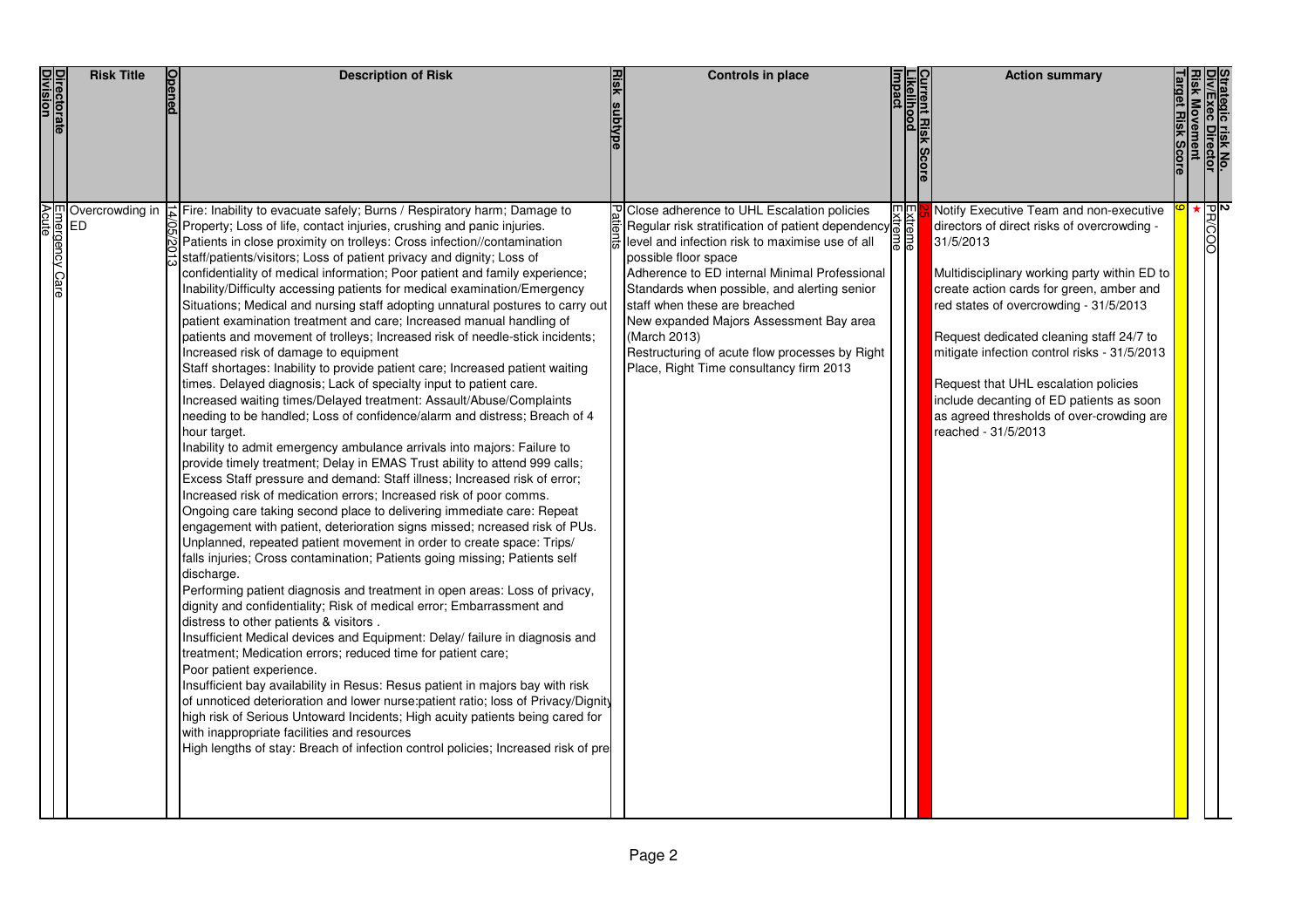| Directorate Division | Risk Title | Opened | Description of Risk | Risk subtype | Controls in place | Impact | Likelihood | Current Risk Score | Action summary | Target Risk Score | Risk Movement | Div/Exec Director | Strategic risk No. |
|---|---|---|---|---|---|---|---|---|---|---|---|---|---|
| Emergency Care Acute | Overcrowding in ED | 14/05/2013 | Fire: Inability to evacuate safely; Burns / Respiratory harm; Damage to Property; Loss of life, contact injuries, crushing and panic injuries.<br>Patients in close proximity on trolleys: Cross infection//contamination staff/patients/visitors; Loss of patient privacy and dignity; Loss of confidentiality of medical information; Poor patient and family experience; Inability/Difficulty accessing patients for medical examination/Emergency Situations; Medical and nursing staff adopting unnatural postures to carry out patient examination treatment and care; Increased manual handling of patients and movement of trolleys; Increased risk of needle-stick incidents; Increased risk of damage to equipment<br>Staff shortages: Inability to provide patient care; Increased patient waiting times. Delayed diagnosis; Lack of specialty input to patient care.<br>Increased waiting times/Delayed treatment: Assault/Abuse/Complaints needing to be handled; Loss of confidence/alarm and distress; Breach of 4 hour target.<br>Inability to admit emergency ambulance arrivals into majors: Failure to provide timely treatment; Delay in EMAS Trust ability to attend 999 calls; Excess Staff pressure and demand: Staff illness; Increased risk of error; Increased risk of medication errors; Increased risk of poor comms.<br>Ongoing care taking second place to delivering immediate care: Repeat engagement with patient, deterioration signs missed; ncreased risk of PUs.<br>Unplanned, repeated patient movement in order to create space: Trips/ falls injuries; Cross contamination; Patients going missing; Patients self discharge.<br>Performing patient diagnosis and treatment in open areas: Loss of privacy, dignity and confidentiality; Risk of medical error; Embarrassment and distress to other patients & visitors .<br>Insufficient Medical devices and Equipment: Delay/ failure in diagnosis and treatment; Medication errors; reduced time for patient care;<br>Poor patient experience.<br>Insufficient bay availability in Resus: Resus patient in majors bay with risk of unnoticed deterioration and lower nurse:patient ratio; loss of Privacy/Dignity high risk of Serious Untoward Incidents; High acuity patients being cared for with inappropriate facilities and resources<br>High lengths of stay: Breach of infection control policies; Increased risk of pre | Patients | Close adherence to UHL Escalation policies<br>Regular risk stratification of patient dependency level and infection risk to maximise use of all possible floor space<br>Adherence to ED internal Minimal Professional Standards when possible, and alerting senior staff when these are breached<br>New expanded Majors Assessment Bay area (March 2013)<br>Restructuring of acute flow processes by Right Place, Right Time consultancy firm 2013 | Extreme | Extreme | 25 | Notify Executive Team and non-executive directors of direct risks of overcrowding - 31/5/2013<br><br>Multidisciplinary working party within ED to create action cards for green, amber and red states of overcrowding - 31/5/2013<br><br>Request dedicated cleaning staff 24/7 to mitigate infection control risks - 31/5/2013<br><br>Request that UHL escalation policies include decanting of ED patients as soon as agreed thresholds of over-crowding are reached - 31/5/2013 | 9 | ★ | PR/COO | 2 |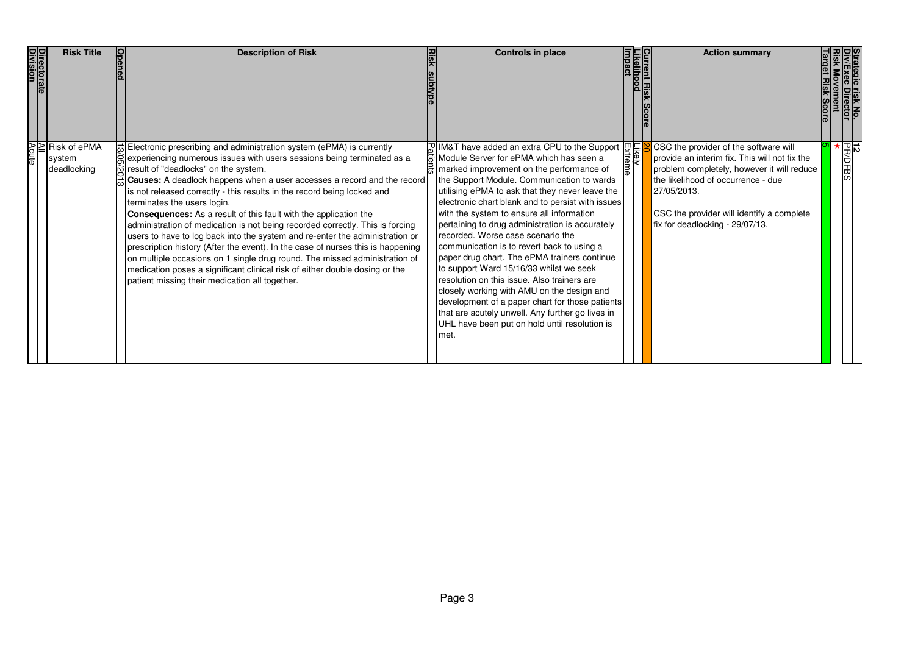| Division | Directorate | Risk Title | Opened | Description of Risk | Risk subtype | Controls in place | Impact | Likelihood | Current Risk Score | Action summary | Target Risk Score | Risk Movement | Div/Exec Director | Strategic risk No. |
|---|---|---|---|---|---|---|---|---|---|---|---|---|---|---|
| Acute | All | Risk of ePMA system deadlocking | 13/05/2013 | Electronic prescribing and administration system (ePMA) is currently experiencing numerous issues with users sessions being terminated as a result of "deadlocks" on the system. **Causes:** A deadlock happens when a user accesses a record and the record is not released correctly - this results in the record being locked and terminates the users login. **Consequences:** As a result of this fault with the application the administration of medication is not being recorded correctly. This is forcing users to have to log back into the system and re-enter the administration or prescription history (After the event). In the case of nurses this is happening on multiple occasions on 1 single drug round. The missed administration of medication poses a significant clinical risk of either double dosing or the patient missing their medication all together. | Patients | IM&T have added an extra CPU to the Support Module Server for ePMA which has seen a marked improvement on the performance of the Support Module. Communication to wards utilising ePMA to ask that they never leave the electronic chart blank and to persist with issues with the system to ensure all information pertaining to drug administration is accurately recorded. Worse case scenario the communication is to revert back to using a paper drug chart. The ePMA trainers continue to support Ward 15/16/33 whilst we seek resolution on this issue. Also trainers are closely working with AMU on the design and development of a paper chart for those patients that are acutely unwell. Any further go lives in UHL have been put on hold until resolution is met. | Extreme | Likely | 20 | CSC the provider of the software will provide an interim fix. This will not fix the problem completely, however it will reduce the likelihood of occurrence - due 27/05/2013.<br><br>CSC the provider will identify a complete fix for deadlocking - 29/07/13. | 5 | ★ | PR/DFBS | 12 |